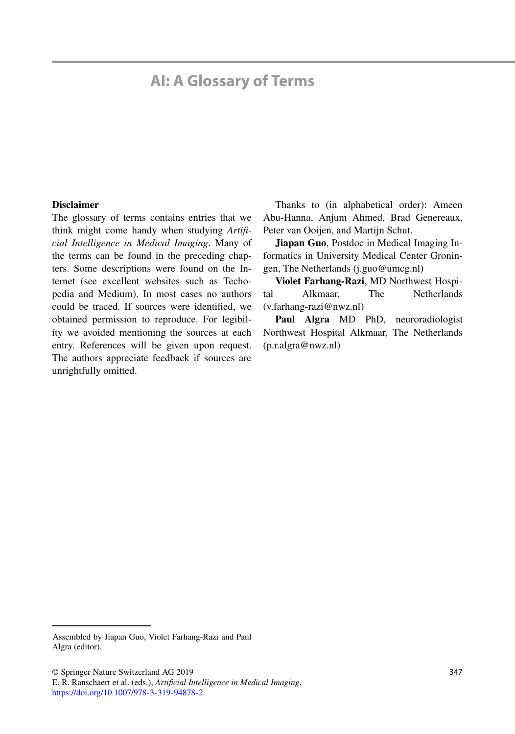# AI: A Glossary of Terms

**Disclaimer**

The glossary of terms contains entries that we think might come handy when studying *Artificial Intelligence in Medical Imaging*. Many of the terms can be found in the preceding chapters. Some descriptions were found on the Internet (see excellent websites such as Techopedia and Medium). In most cases no authors could be traced. If sources were identified, we obtained permission to reproduce. For legibility we avoided mentioning the sources at each entry. References will be given upon request. The authors appreciate feedback if sources are unrightfully omitted.

Thanks to (in alphabetical order): Ameen Abu-Hanna, Anjum Ahmed, Brad Genereaux, Peter van Ooijen, and Martijn Schut.

**Jiapan Guo**, Postdoc in Medical Imaging Informatics in University Medical Center Groningen, The Netherlands (j.guo@umcg.nl)

**Violet Farhang-Razi**, MD Northwest Hospital Alkmaar, The Netherlands (v.farhang-razi@nwz.nl)

**Paul Algra** MD PhD, neuroradiologist Northwest Hospital Alkmaar, The Netherlands (p.r.algra@nwz.nl)

---

Assembled by Jiapan Guo, Violet Farhang-Razi and Paul Algra (editor).

© Springer Nature Switzerland AG 2019
E. R. Ranschaert et al. (eds.), *Artificial Intelligence in Medical Imaging*,
https://doi.org/10.1007/978-3-319-94878-2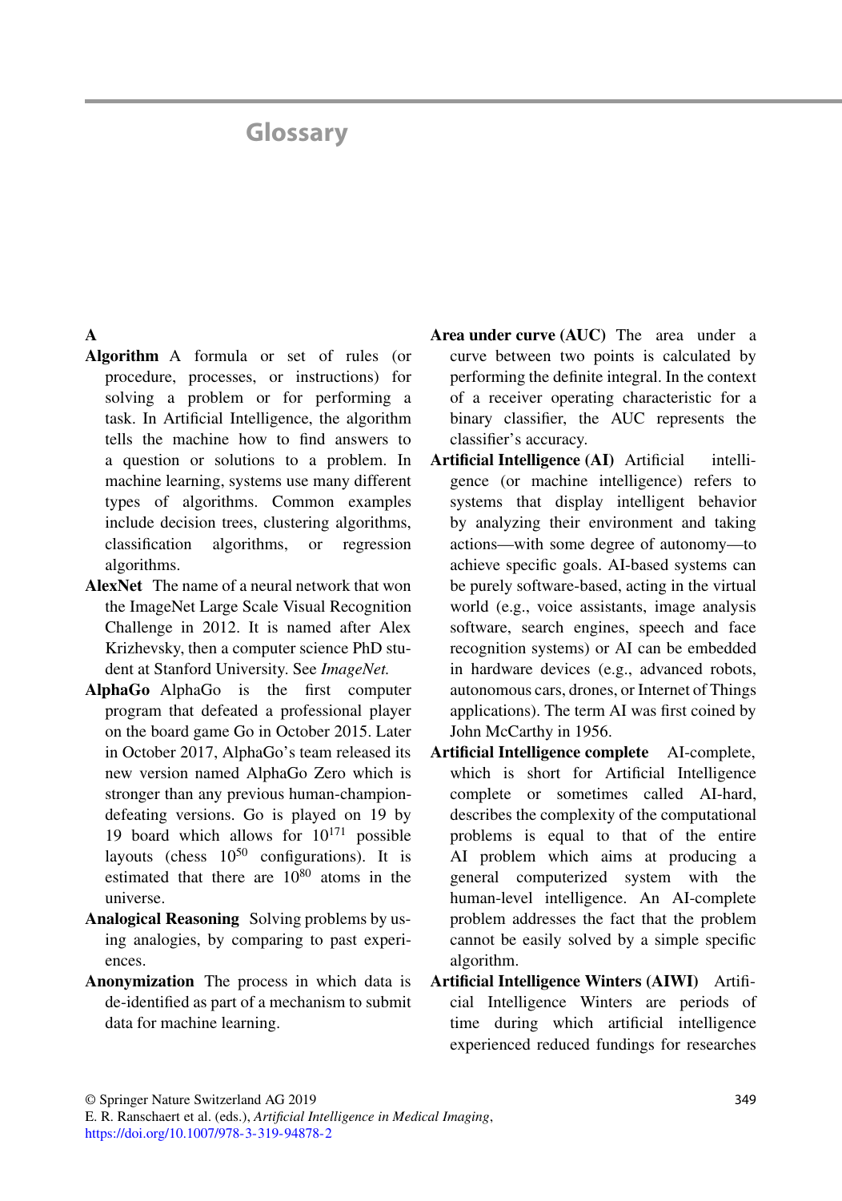# Glossary

## A

**Algorithm** A formula or set of rules (or procedure, processes, or instructions) for solving a problem or for performing a task. In Artificial Intelligence, the algorithm tells the machine how to find answers to a question or solutions to a problem. In machine learning, systems use many different types of algorithms. Common examples include decision trees, clustering algorithms, classification algorithms, or regression algorithms.

**AlexNet** The name of a neural network that won the ImageNet Large Scale Visual Recognition Challenge in 2012. It is named after Alex Krizhevsky, then a computer science PhD student at Stanford University. See *ImageNet.*

**AlphaGo** AlphaGo is the first computer program that defeated a professional player on the board game Go in October 2015. Later in October 2017, AlphaGo's team released its new version named AlphaGo Zero which is stronger than any previous human-champion-defeating versions. Go is played on 19 by 19 board which allows for $10^{171}$ possible layouts (chess $10^{50}$ configurations). It is estimated that there are $10^{80}$ atoms in the universe.

**Analogical Reasoning** Solving problems by using analogies, by comparing to past experiences.

**Anonymization** The process in which data is de-identified as part of a mechanism to submit data for machine learning.

**Area under curve (AUC)** The area under a curve between two points is calculated by performing the definite integral. In the context of a receiver operating characteristic for a binary classifier, the AUC represents the classifier's accuracy.

**Artificial Intelligence (AI)** Artificial intelligence (or machine intelligence) refers to systems that display intelligent behavior by analyzing their environment and taking actions—with some degree of autonomy—to achieve specific goals. AI-based systems can be purely software-based, acting in the virtual world (e.g., voice assistants, image analysis software, search engines, speech and face recognition systems) or AI can be embedded in hardware devices (e.g., advanced robots, autonomous cars, drones, or Internet of Things applications). The term AI was first coined by John McCarthy in 1956.

**Artificial Intelligence complete** AI-complete, which is short for Artificial Intelligence complete or sometimes called AI-hard, describes the complexity of the computational problems is equal to that of the entire AI problem which aims at producing a general computerized system with the human-level intelligence. An AI-complete problem addresses the fact that the problem cannot be easily solved by a simple specific algorithm.

**Artificial Intelligence Winters (AIWI)** Artificial Intelligence Winters are periods of time during which artificial intelligence experienced reduced fundings for researches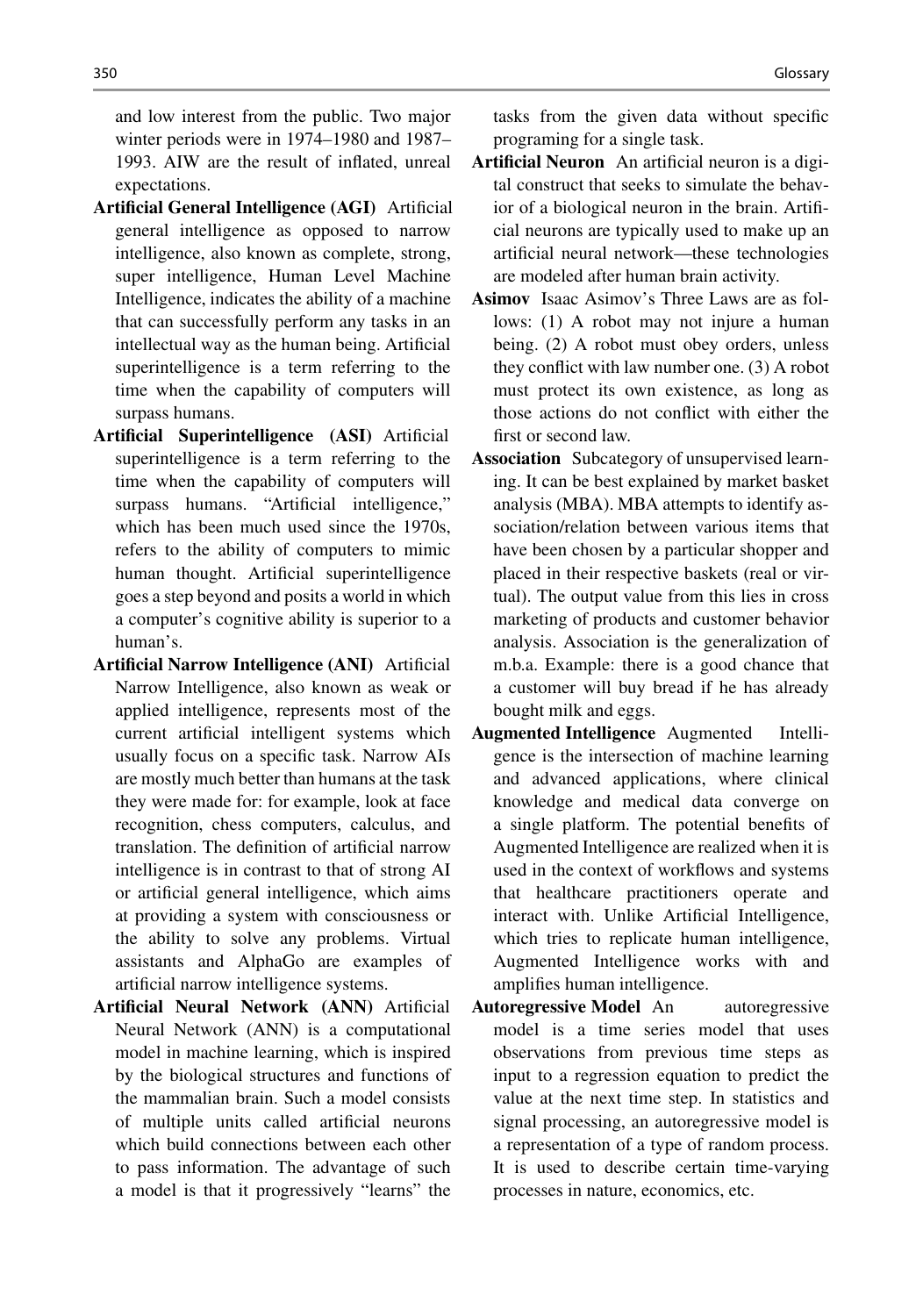and low interest from the public. Two major winter periods were in 1974–1980 and 1987–1993. AIW are the result of inflated, unreal expectations.

**Artificial General Intelligence (AGI)** Artificial general intelligence as opposed to narrow intelligence, also known as complete, strong, super intelligence, Human Level Machine Intelligence, indicates the ability of a machine that can successfully perform any tasks in an intellectual way as the human being. Artificial superintelligence is a term referring to the time when the capability of computers will surpass humans.

**Artificial Superintelligence (ASI)** Artificial superintelligence is a term referring to the time when the capability of computers will surpass humans. "Artificial intelligence," which has been much used since the 1970s, refers to the ability of computers to mimic human thought. Artificial superintelligence goes a step beyond and posits a world in which a computer's cognitive ability is superior to a human's.

**Artificial Narrow Intelligence (ANI)** Artificial Narrow Intelligence, also known as weak or applied intelligence, represents most of the current artificial intelligent systems which usually focus on a specific task. Narrow AIs are mostly much better than humans at the task they were made for: for example, look at face recognition, chess computers, calculus, and translation. The definition of artificial narrow intelligence is in contrast to that of strong AI or artificial general intelligence, which aims at providing a system with consciousness or the ability to solve any problems. Virtual assistants and AlphaGo are examples of artificial narrow intelligence systems.

**Artificial Neural Network (ANN)** Artificial Neural Network (ANN) is a computational model in machine learning, which is inspired by the biological structures and functions of the mammalian brain. Such a model consists of multiple units called artificial neurons which build connections between each other to pass information. The advantage of such a model is that it progressively "learns" the tasks from the given data without specific programing for a single task.

**Artificial Neuron** An artificial neuron is a digital construct that seeks to simulate the behavior of a biological neuron in the brain. Artificial neurons are typically used to make up an artificial neural network—these technologies are modeled after human brain activity.

**Asimov** Isaac Asimov's Three Laws are as follows: (1) A robot may not injure a human being. (2) A robot must obey orders, unless they conflict with law number one. (3) A robot must protect its own existence, as long as those actions do not conflict with either the first or second law.

**Association** Subcategory of unsupervised learning. It can be best explained by market basket analysis (MBA). MBA attempts to identify association/relation between various items that have been chosen by a particular shopper and placed in their respective baskets (real or virtual). The output value from this lies in cross marketing of products and customer behavior analysis. Association is the generalization of m.b.a. Example: there is a good chance that a customer will buy bread if he has already bought milk and eggs.

**Augmented Intelligence** Augmented Intelligence is the intersection of machine learning and advanced applications, where clinical knowledge and medical data converge on a single platform. The potential benefits of Augmented Intelligence are realized when it is used in the context of workflows and systems that healthcare practitioners operate and interact with. Unlike Artificial Intelligence, which tries to replicate human intelligence, Augmented Intelligence works with and amplifies human intelligence.

**Autoregressive Model** An autoregressive model is a time series model that uses observations from previous time steps as input to a regression equation to predict the value at the next time step. In statistics and signal processing, an autoregressive model is a representation of a type of random process. It is used to describe certain time-varying processes in nature, economics, etc.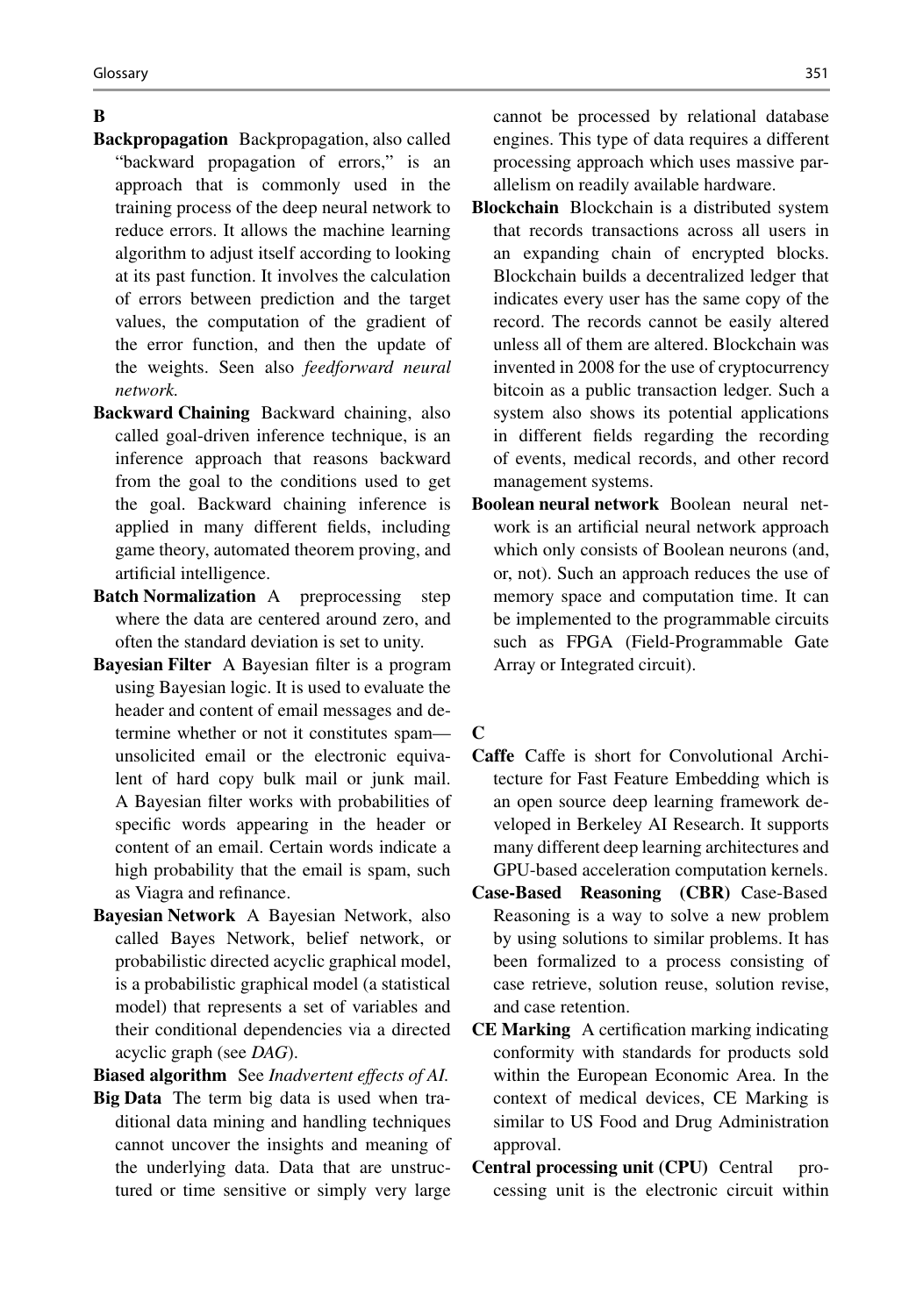## B

**Backpropagation** Backpropagation, also called "backward propagation of errors," is an approach that is commonly used in the training process of the deep neural network to reduce errors. It allows the machine learning algorithm to adjust itself according to looking at its past function. It involves the calculation of errors between prediction and the target values, the computation of the gradient of the error function, and then the update of the weights. Seen also *feedforward neural network.*

**Backward Chaining** Backward chaining, also called goal-driven inference technique, is an inference approach that reasons backward from the goal to the conditions used to get the goal. Backward chaining inference is applied in many different fields, including game theory, automated theorem proving, and artificial intelligence.

**Batch Normalization** A preprocessing step where the data are centered around zero, and often the standard deviation is set to unity.

**Bayesian Filter** A Bayesian filter is a program using Bayesian logic. It is used to evaluate the header and content of email messages and determine whether or not it constitutes spam—unsolicited email or the electronic equivalent of hard copy bulk mail or junk mail. A Bayesian filter works with probabilities of specific words appearing in the header or content of an email. Certain words indicate a high probability that the email is spam, such as Viagra and refinance.

**Bayesian Network** A Bayesian Network, also called Bayes Network, belief network, or probabilistic directed acyclic graphical model, is a probabilistic graphical model (a statistical model) that represents a set of variables and their conditional dependencies via a directed acyclic graph (see *DAG*).

**Biased algorithm** See *Inadvertent effects of AI.*

**Big Data** The term big data is used when traditional data mining and handling techniques cannot uncover the insights and meaning of the underlying data. Data that are unstructured or time sensitive or simply very large cannot be processed by relational database engines. This type of data requires a different processing approach which uses massive parallelism on readily available hardware.

**Blockchain** Blockchain is a distributed system that records transactions across all users in an expanding chain of encrypted blocks. Blockchain builds a decentralized ledger that indicates every user has the same copy of the record. The records cannot be easily altered unless all of them are altered. Blockchain was invented in 2008 for the use of cryptocurrency bitcoin as a public transaction ledger. Such a system also shows its potential applications in different fields regarding the recording of events, medical records, and other record management systems.

**Boolean neural network** Boolean neural network is an artificial neural network approach which only consists of Boolean neurons (and, or, not). Such an approach reduces the use of memory space and computation time. It can be implemented to the programmable circuits such as FPGA (Field-Programmable Gate Array or Integrated circuit).

## C

**Caffe** Caffe is short for Convolutional Architecture for Fast Feature Embedding which is an open source deep learning framework developed in Berkeley AI Research. It supports many different deep learning architectures and GPU-based acceleration computation kernels.

**Case-Based Reasoning (CBR)** Case-Based Reasoning is a way to solve a new problem by using solutions to similar problems. It has been formalized to a process consisting of case retrieve, solution reuse, solution revise, and case retention.

**CE Marking** A certification marking indicating conformity with standards for products sold within the European Economic Area. In the context of medical devices, CE Marking is similar to US Food and Drug Administration approval.

**Central processing unit (CPU)** Central processing unit is the electronic circuit within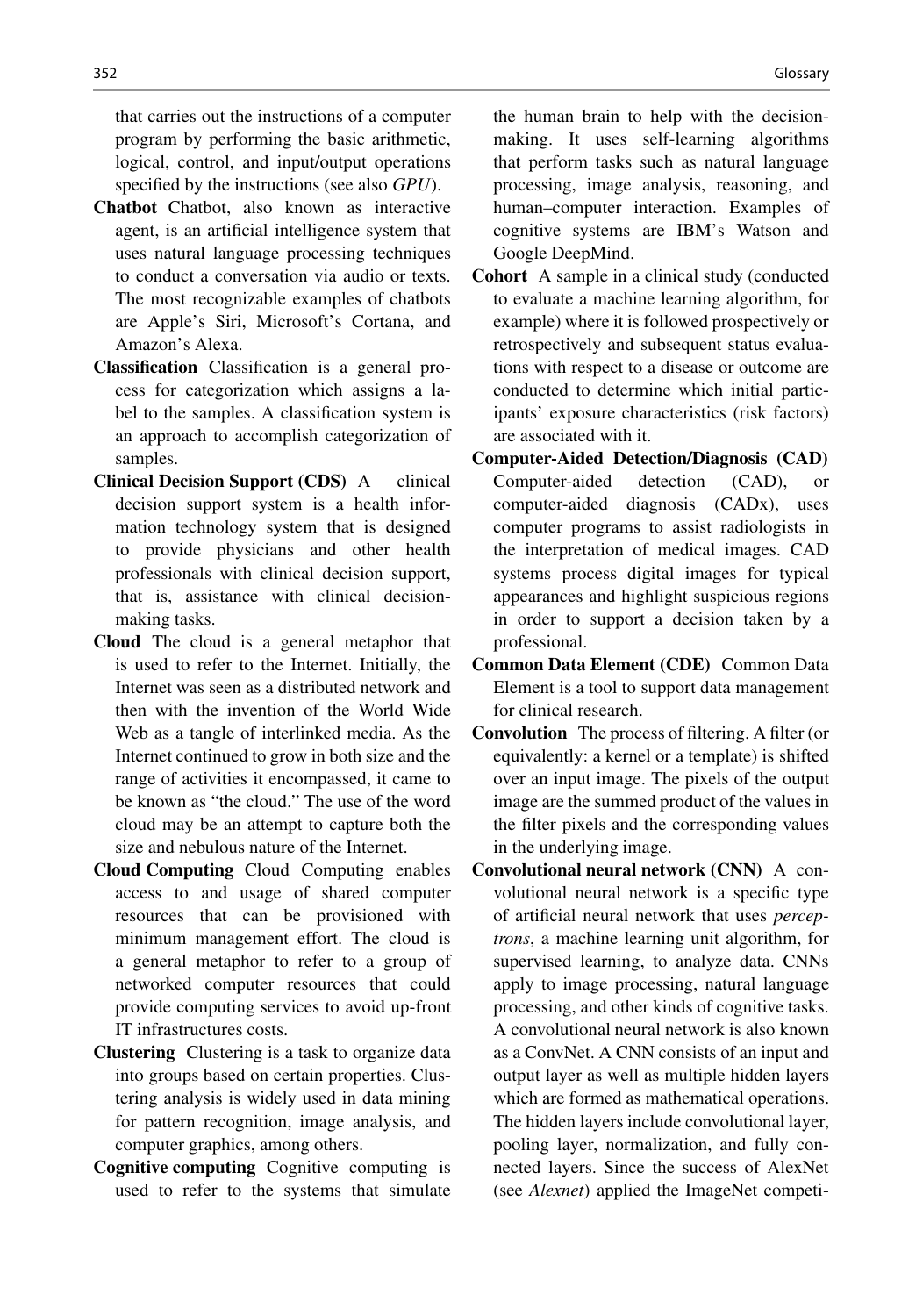that carries out the instructions of a computer program by performing the basic arithmetic, logical, control, and input/output operations specified by the instructions (see also *GPU*).

**Chatbot** Chatbot, also known as interactive agent, is an artificial intelligence system that uses natural language processing techniques to conduct a conversation via audio or texts. The most recognizable examples of chatbots are Apple's Siri, Microsoft's Cortana, and Amazon's Alexa.

**Classification** Classification is a general process for categorization which assigns a label to the samples. A classification system is an approach to accomplish categorization of samples.

**Clinical Decision Support (CDS)** A clinical decision support system is a health information technology system that is designed to provide physicians and other health professionals with clinical decision support, that is, assistance with clinical decision-making tasks.

**Cloud** The cloud is a general metaphor that is used to refer to the Internet. Initially, the Internet was seen as a distributed network and then with the invention of the World Wide Web as a tangle of interlinked media. As the Internet continued to grow in both size and the range of activities it encompassed, it came to be known as "the cloud." The use of the word cloud may be an attempt to capture both the size and nebulous nature of the Internet.

**Cloud Computing** Cloud Computing enables access to and usage of shared computer resources that can be provisioned with minimum management effort. The cloud is a general metaphor to refer to a group of networked computer resources that could provide computing services to avoid up-front IT infrastructures costs.

**Clustering** Clustering is a task to organize data into groups based on certain properties. Clustering analysis is widely used in data mining for pattern recognition, image analysis, and computer graphics, among others.

**Cognitive computing** Cognitive computing is used to refer to the systems that simulate the human brain to help with the decision-making. It uses self-learning algorithms that perform tasks such as natural language processing, image analysis, reasoning, and human–computer interaction. Examples of cognitive systems are IBM's Watson and Google DeepMind.

**Cohort** A sample in a clinical study (conducted to evaluate a machine learning algorithm, for example) where it is followed prospectively or retrospectively and subsequent status evaluations with respect to a disease or outcome are conducted to determine which initial participants' exposure characteristics (risk factors) are associated with it.

**Computer-Aided Detection/Diagnosis (CAD)** Computer-aided detection (CAD), or computer-aided diagnosis (CADx), uses computer programs to assist radiologists in the interpretation of medical images. CAD systems process digital images for typical appearances and highlight suspicious regions in order to support a decision taken by a professional.

**Common Data Element (CDE)** Common Data Element is a tool to support data management for clinical research.

**Convolution** The process of filtering. A filter (or equivalently: a kernel or a template) is shifted over an input image. The pixels of the output image are the summed product of the values in the filter pixels and the corresponding values in the underlying image.

**Convolutional neural network (CNN)** A convolutional neural network is a specific type of artificial neural network that uses *perceptrons*, a machine learning unit algorithm, for supervised learning, to analyze data. CNNs apply to image processing, natural language processing, and other kinds of cognitive tasks. A convolutional neural network is also known as a ConvNet. A CNN consists of an input and output layer as well as multiple hidden layers which are formed as mathematical operations. The hidden layers include convolutional layer, pooling layer, normalization, and fully connected layers. Since the success of AlexNet (see *Alexnet*) applied the ImageNet competi-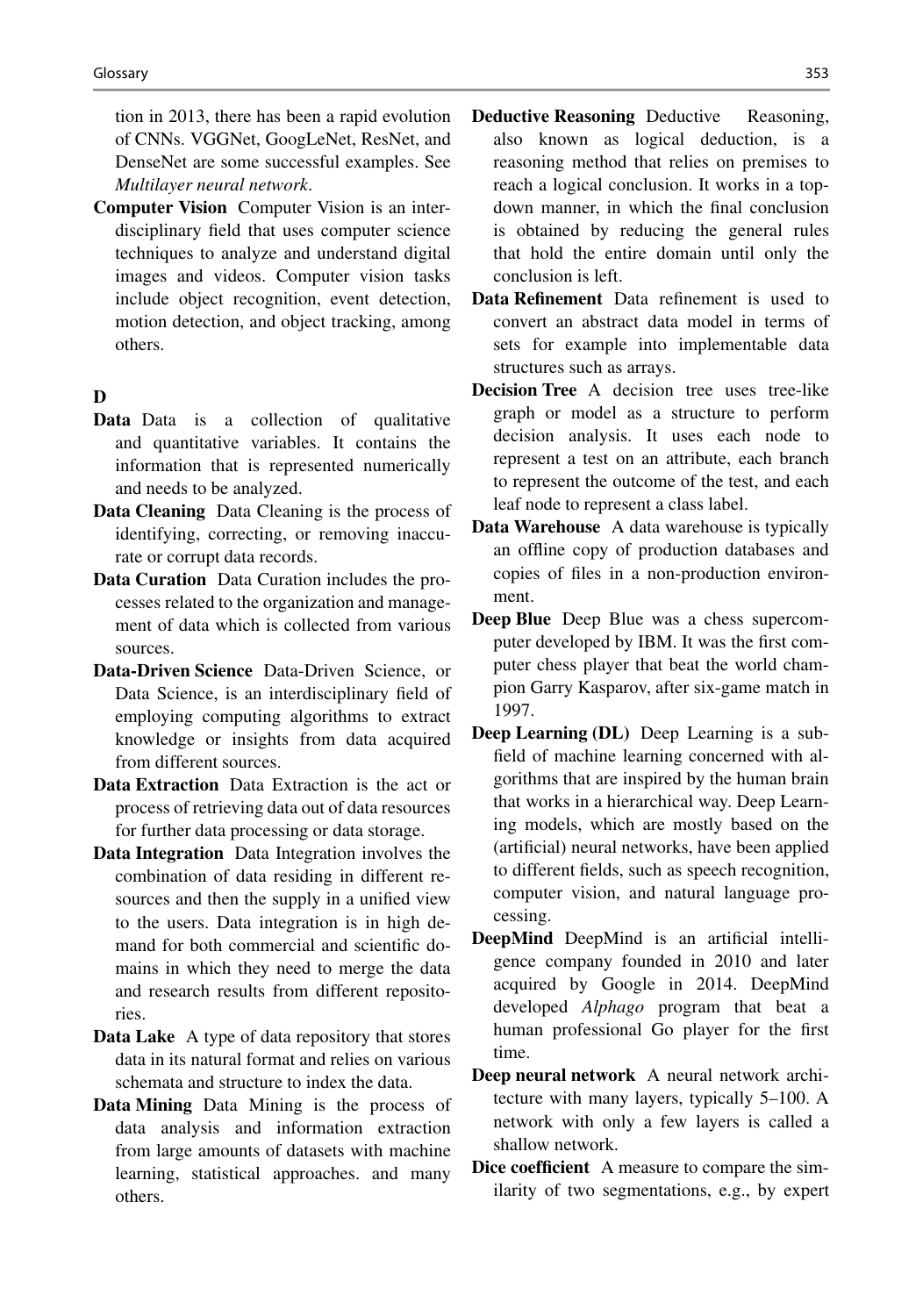tion in 2013, there has been a rapid evolution of CNNs. VGGNet, GoogLeNet, ResNet, and DenseNet are some successful examples. See *Multilayer neural network*.

**Computer Vision** Computer Vision is an interdisciplinary field that uses computer science techniques to analyze and understand digital images and videos. Computer vision tasks include object recognition, event detection, motion detection, and object tracking, among others.

## D

**Data** Data is a collection of qualitative and quantitative variables. It contains the information that is represented numerically and needs to be analyzed.

**Data Cleaning** Data Cleaning is the process of identifying, correcting, or removing inaccurate or corrupt data records.

**Data Curation** Data Curation includes the processes related to the organization and management of data which is collected from various sources.

**Data-Driven Science** Data-Driven Science, or Data Science, is an interdisciplinary field of employing computing algorithms to extract knowledge or insights from data acquired from different sources.

**Data Extraction** Data Extraction is the act or process of retrieving data out of data resources for further data processing or data storage.

**Data Integration** Data Integration involves the combination of data residing in different resources and then the supply in a unified view to the users. Data integration is in high demand for both commercial and scientific domains in which they need to merge the data and research results from different repositories.

**Data Lake** A type of data repository that stores data in its natural format and relies on various schemata and structure to index the data.

**Data Mining** Data Mining is the process of data analysis and information extraction from large amounts of datasets with machine learning, statistical approaches. and many others.

**Deductive Reasoning** Deductive Reasoning, also known as logical deduction, is a reasoning method that relies on premises to reach a logical conclusion. It works in a top-down manner, in which the final conclusion is obtained by reducing the general rules that hold the entire domain until only the conclusion is left.

**Data Refinement** Data refinement is used to convert an abstract data model in terms of sets for example into implementable data structures such as arrays.

**Decision Tree** A decision tree uses tree-like graph or model as a structure to perform decision analysis. It uses each node to represent a test on an attribute, each branch to represent the outcome of the test, and each leaf node to represent a class label.

**Data Warehouse** A data warehouse is typically an offline copy of production databases and copies of files in a non-production environment.

**Deep Blue** Deep Blue was a chess supercomputer developed by IBM. It was the first computer chess player that beat the world champion Garry Kasparov, after six-game match in 1997.

**Deep Learning (DL)** Deep Learning is a subfield of machine learning concerned with algorithms that are inspired by the human brain that works in a hierarchical way. Deep Learning models, which are mostly based on the (artificial) neural networks, have been applied to different fields, such as speech recognition, computer vision, and natural language processing.

**DeepMind** DeepMind is an artificial intelligence company founded in 2010 and later acquired by Google in 2014. DeepMind developed *Alphago* program that beat a human professional Go player for the first time.

**Deep neural network** A neural network architecture with many layers, typically 5–100. A network with only a few layers is called a shallow network.

**Dice coefficient** A measure to compare the similarity of two segmentations, e.g., by expert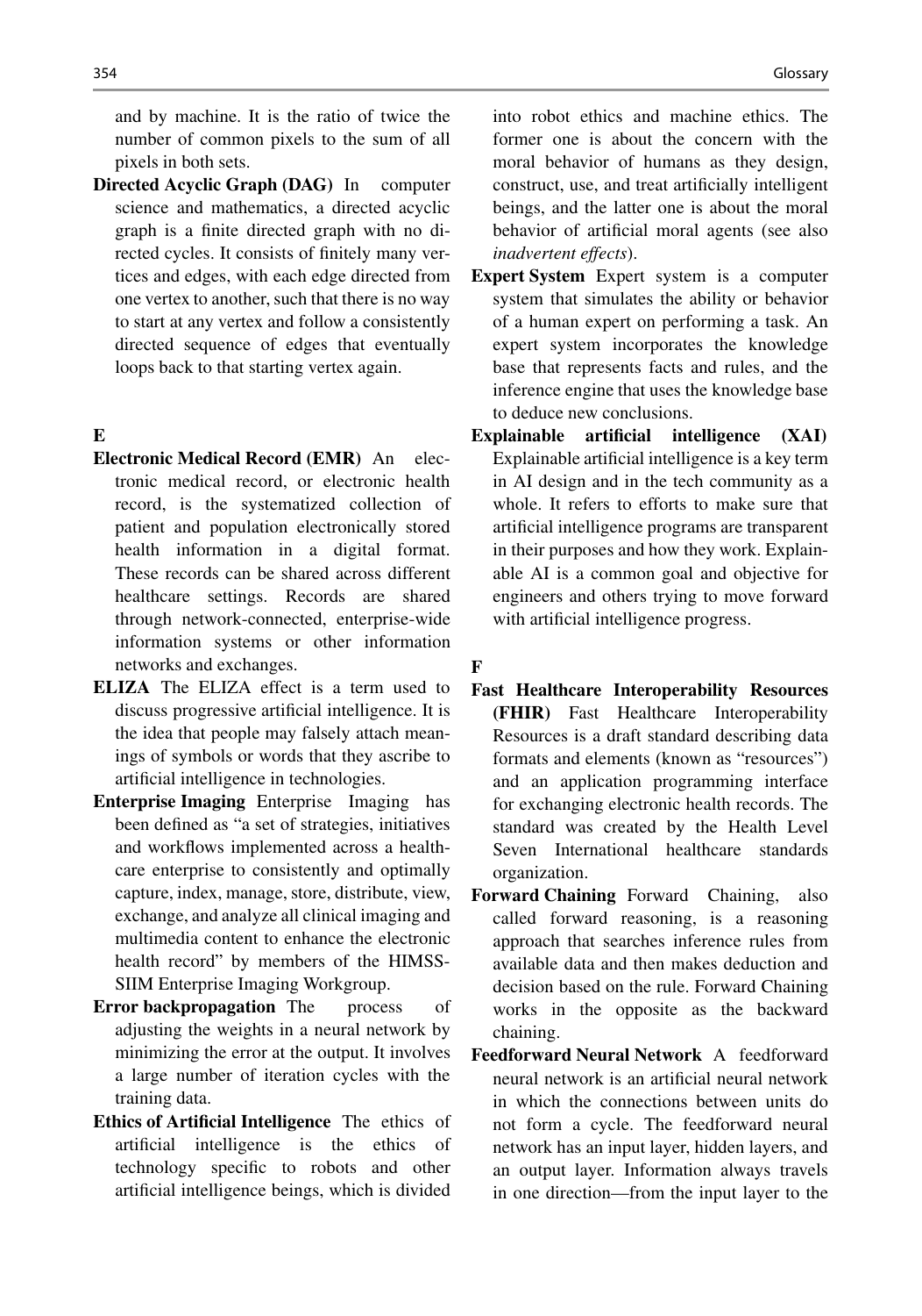and by machine. It is the ratio of twice the number of common pixels to the sum of all pixels in both sets.

**Directed Acyclic Graph (DAG)** In computer science and mathematics, a directed acyclic graph is a finite directed graph with no directed cycles. It consists of finitely many vertices and edges, with each edge directed from one vertex to another, such that there is no way to start at any vertex and follow a consistently directed sequence of edges that eventually loops back to that starting vertex again.

## E

**Electronic Medical Record (EMR)** An electronic medical record, or electronic health record, is the systematized collection of patient and population electronically stored health information in a digital format. These records can be shared across different healthcare settings. Records are shared through network-connected, enterprise-wide information systems or other information networks and exchanges.

**ELIZA** The ELIZA effect is a term used to discuss progressive artificial intelligence. It is the idea that people may falsely attach meanings of symbols or words that they ascribe to artificial intelligence in technologies.

**Enterprise Imaging** Enterprise Imaging has been defined as "a set of strategies, initiatives and workflows implemented across a healthcare enterprise to consistently and optimally capture, index, manage, store, distribute, view, exchange, and analyze all clinical imaging and multimedia content to enhance the electronic health record" by members of the HIMSS-SIIM Enterprise Imaging Workgroup.

**Error backpropagation** The process of adjusting the weights in a neural network by minimizing the error at the output. It involves a large number of iteration cycles with the training data.

**Ethics of Artificial Intelligence** The ethics of artificial intelligence is the ethics of technology specific to robots and other artificial intelligence beings, which is divided into robot ethics and machine ethics. The former one is about the concern with the moral behavior of humans as they design, construct, use, and treat artificially intelligent beings, and the latter one is about the moral behavior of artificial moral agents (see also *inadvertent effects*).

**Expert System** Expert system is a computer system that simulates the ability or behavior of a human expert on performing a task. An expert system incorporates the knowledge base that represents facts and rules, and the inference engine that uses the knowledge base to deduce new conclusions.

**Explainable artificial intelligence (XAI)** Explainable artificial intelligence is a key term in AI design and in the tech community as a whole. It refers to efforts to make sure that artificial intelligence programs are transparent in their purposes and how they work. Explainable AI is a common goal and objective for engineers and others trying to move forward with artificial intelligence progress.

## F

**Fast Healthcare Interoperability Resources (FHIR)** Fast Healthcare Interoperability Resources is a draft standard describing data formats and elements (known as "resources") and an application programming interface for exchanging electronic health records. The standard was created by the Health Level Seven International healthcare standards organization.

**Forward Chaining** Forward Chaining, also called forward reasoning, is a reasoning approach that searches inference rules from available data and then makes deduction and decision based on the rule. Forward Chaining works in the opposite as the backward chaining.

**Feedforward Neural Network** A feedforward neural network is an artificial neural network in which the connections between units do not form a cycle. The feedforward neural network has an input layer, hidden layers, and an output layer. Information always travels in one direction—from the input layer to the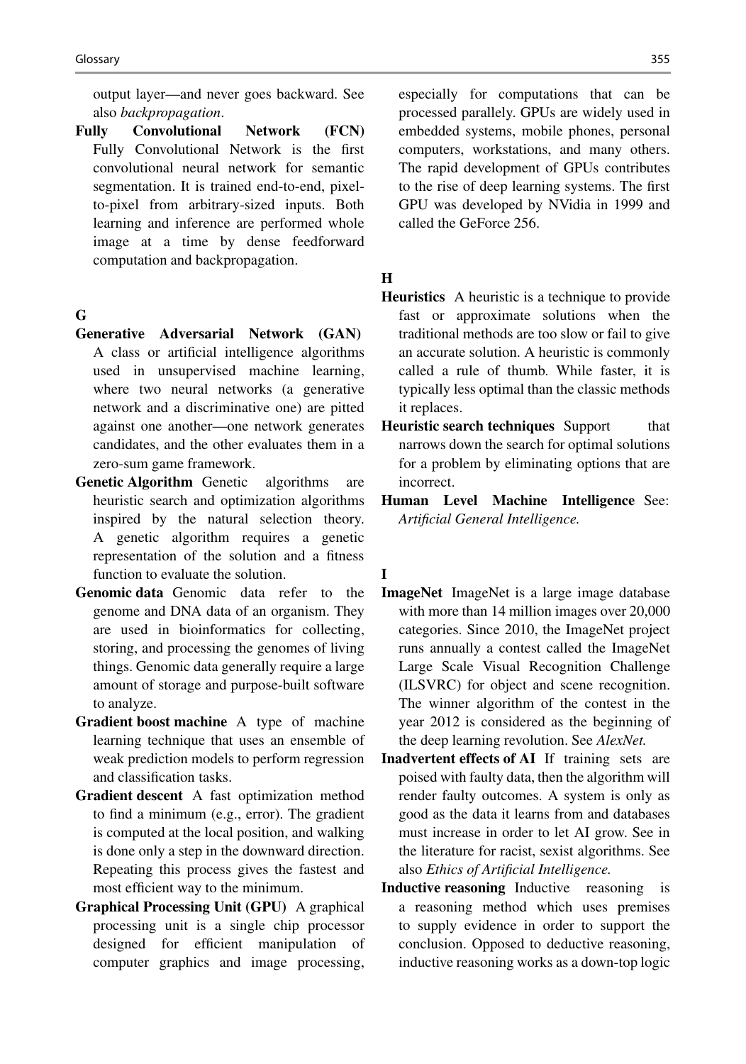output layer—and never goes backward. See also *backpropagation*.

**Fully Convolutional Network (FCN)** Fully Convolutional Network is the first convolutional neural network for semantic segmentation. It is trained end-to-end, pixel-to-pixel from arbitrary-sized inputs. Both learning and inference are performed whole image at a time by dense feedforward computation and backpropagation.

## G

**Generative Adversarial Network (GAN)** A class or artificial intelligence algorithms used in unsupervised machine learning, where two neural networks (a generative network and a discriminative one) are pitted against one another—one network generates candidates, and the other evaluates them in a zero-sum game framework.

**Genetic Algorithm** Genetic algorithms are heuristic search and optimization algorithms inspired by the natural selection theory. A genetic algorithm requires a genetic representation of the solution and a fitness function to evaluate the solution.

**Genomic data** Genomic data refer to the genome and DNA data of an organism. They are used in bioinformatics for collecting, storing, and processing the genomes of living things. Genomic data generally require a large amount of storage and purpose-built software to analyze.

**Gradient boost machine** A type of machine learning technique that uses an ensemble of weak prediction models to perform regression and classification tasks.

**Gradient descent** A fast optimization method to find a minimum (e.g., error). The gradient is computed at the local position, and walking is done only a step in the downward direction. Repeating this process gives the fastest and most efficient way to the minimum.

**Graphical Processing Unit (GPU)** A graphical processing unit is a single chip processor designed for efficient manipulation of computer graphics and image processing, especially for computations that can be processed parallely. GPUs are widely used in embedded systems, mobile phones, personal computers, workstations, and many others. The rapid development of GPUs contributes to the rise of deep learning systems. The first GPU was developed by NVidia in 1999 and called the GeForce 256.

## H

**Heuristics** A heuristic is a technique to provide fast or approximate solutions when the traditional methods are too slow or fail to give an accurate solution. A heuristic is commonly called a rule of thumb. While faster, it is typically less optimal than the classic methods it replaces.

**Heuristic search techniques** Support that narrows down the search for optimal solutions for a problem by eliminating options that are incorrect.

**Human Level Machine Intelligence** See: *Artificial General Intelligence.*

## I

**ImageNet** ImageNet is a large image database with more than 14 million images over 20,000 categories. Since 2010, the ImageNet project runs annually a contest called the ImageNet Large Scale Visual Recognition Challenge (ILSVRC) for object and scene recognition. The winner algorithm of the contest in the year 2012 is considered as the beginning of the deep learning revolution. See *AlexNet.*

**Inadvertent effects of AI** If training sets are poised with faulty data, then the algorithm will render faulty outcomes. A system is only as good as the data it learns from and databases must increase in order to let AI grow. See in the literature for racist, sexist algorithms. See also *Ethics of Artificial Intelligence.*

**Inductive reasoning** Inductive reasoning is a reasoning method which uses premises to supply evidence in order to support the conclusion. Opposed to deductive reasoning, inductive reasoning works as a down-top logic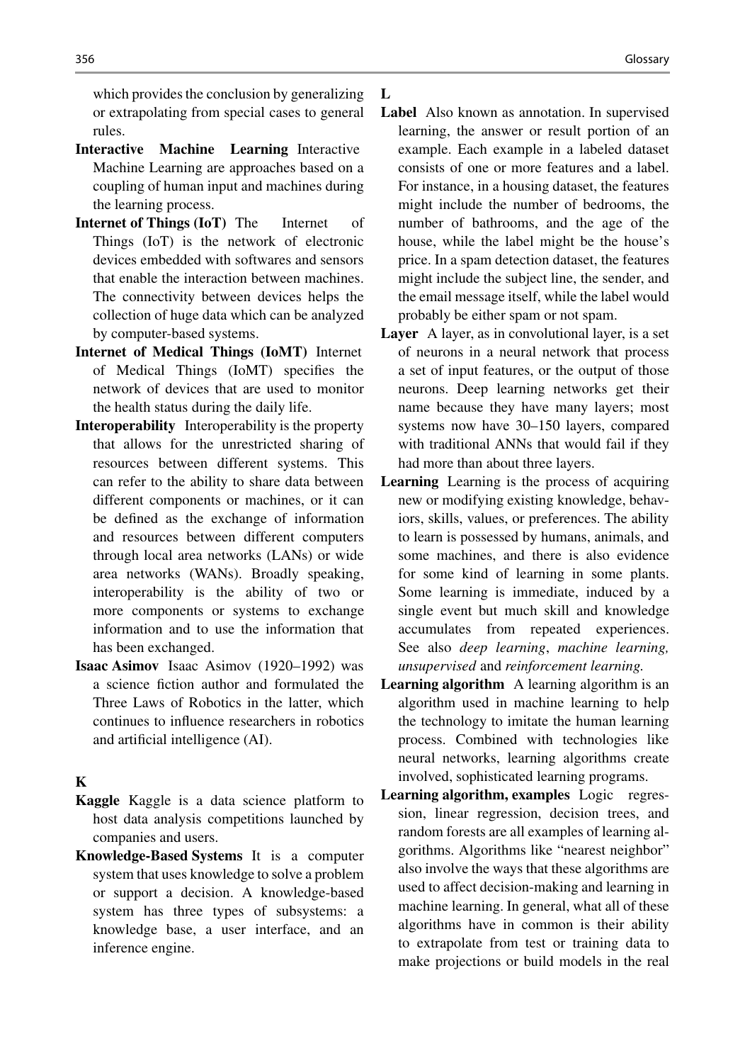which provides the conclusion by generalizing or extrapolating from special cases to general rules.

**Interactive Machine Learning** Interactive Machine Learning are approaches based on a coupling of human input and machines during the learning process.

**Internet of Things (IoT)** The Internet of Things (IoT) is the network of electronic devices embedded with softwares and sensors that enable the interaction between machines. The connectivity between devices helps the collection of huge data which can be analyzed by computer-based systems.

**Internet of Medical Things (IoMT)** Internet of Medical Things (IoMT) specifies the network of devices that are used to monitor the health status during the daily life.

**Interoperability** Interoperability is the property that allows for the unrestricted sharing of resources between different systems. This can refer to the ability to share data between different components or machines, or it can be defined as the exchange of information and resources between different computers through local area networks (LANs) or wide area networks (WANs). Broadly speaking, interoperability is the ability of two or more components or systems to exchange information and to use the information that has been exchanged.

**Isaac Asimov** Isaac Asimov (1920–1992) was a science fiction author and formulated the Three Laws of Robotics in the latter, which continues to influence researchers in robotics and artificial intelligence (AI).

## K

**Kaggle** Kaggle is a data science platform to host data analysis competitions launched by companies and users.

**Knowledge-Based Systems** It is a computer system that uses knowledge to solve a problem or support a decision. A knowledge-based system has three types of subsystems: a knowledge base, a user interface, and an inference engine.

## L

**Label** Also known as annotation. In supervised learning, the answer or result portion of an example. Each example in a labeled dataset consists of one or more features and a label. For instance, in a housing dataset, the features might include the number of bedrooms, the number of bathrooms, and the age of the house, while the label might be the house's price. In a spam detection dataset, the features might include the subject line, the sender, and the email message itself, while the label would probably be either spam or not spam.

**Layer** A layer, as in convolutional layer, is a set of neurons in a neural network that process a set of input features, or the output of those neurons. Deep learning networks get their name because they have many layers; most systems now have 30–150 layers, compared with traditional ANNs that would fail if they had more than about three layers.

**Learning** Learning is the process of acquiring new or modifying existing knowledge, behaviors, skills, values, or preferences. The ability to learn is possessed by humans, animals, and some machines, and there is also evidence for some kind of learning in some plants. Some learning is immediate, induced by a single event but much skill and knowledge accumulates from repeated experiences. See also *deep learning*, *machine learning, unsupervised* and *reinforcement learning.*

**Learning algorithm** A learning algorithm is an algorithm used in machine learning to help the technology to imitate the human learning process. Combined with technologies like neural networks, learning algorithms create involved, sophisticated learning programs.

**Learning algorithm, examples** Logic regression, linear regression, decision trees, and random forests are all examples of learning algorithms. Algorithms like "nearest neighbor" also involve the ways that these algorithms are used to affect decision-making and learning in machine learning. In general, what all of these algorithms have in common is their ability to extrapolate from test or training data to make projections or build models in the real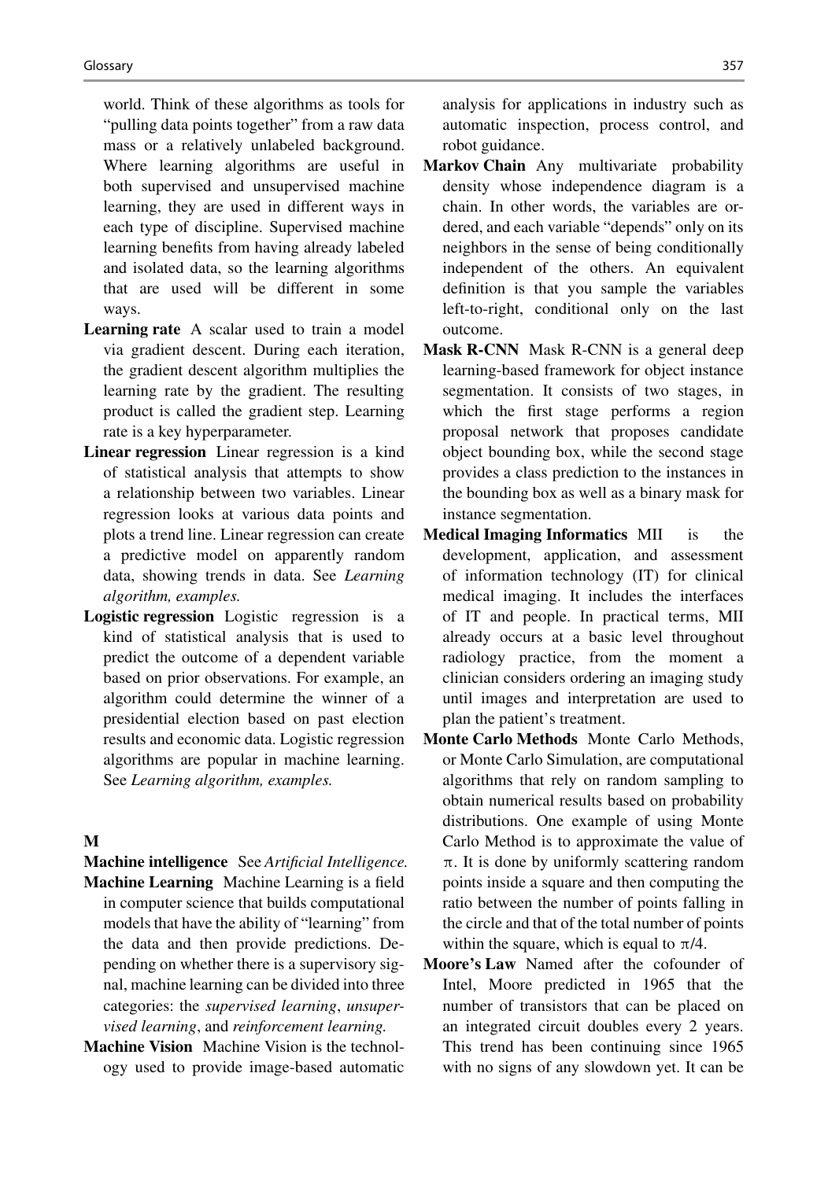world. Think of these algorithms as tools for "pulling data points together" from a raw data mass or a relatively unlabeled background. Where learning algorithms are useful in both supervised and unsupervised machine learning, they are used in different ways in each type of discipline. Supervised machine learning benefits from having already labeled and isolated data, so the learning algorithms that are used will be different in some ways.

**Learning rate** A scalar used to train a model via gradient descent. During each iteration, the gradient descent algorithm multiplies the learning rate by the gradient. The resulting product is called the gradient step. Learning rate is a key hyperparameter.

**Linear regression** Linear regression is a kind of statistical analysis that attempts to show a relationship between two variables. Linear regression looks at various data points and plots a trend line. Linear regression can create a predictive model on apparently random data, showing trends in data. See *Learning algorithm, examples.*

**Logistic regression** Logistic regression is a kind of statistical analysis that is used to predict the outcome of a dependent variable based on prior observations. For example, an algorithm could determine the winner of a presidential election based on past election results and economic data. Logistic regression algorithms are popular in machine learning. See *Learning algorithm, examples.*

## M

**Machine intelligence** See *Artificial Intelligence.*

**Machine Learning** Machine Learning is a field in computer science that builds computational models that have the ability of "learning" from the data and then provide predictions. Depending on whether there is a supervisory signal, machine learning can be divided into three categories: the *supervised learning*, *unsupervised learning*, and *reinforcement learning.*

**Machine Vision** Machine Vision is the technology used to provide image-based automatic analysis for applications in industry such as automatic inspection, process control, and robot guidance.

**Markov Chain** Any multivariate probability density whose independence diagram is a chain. In other words, the variables are ordered, and each variable "depends" only on its neighbors in the sense of being conditionally independent of the others. An equivalent definition is that you sample the variables left-to-right, conditional only on the last outcome.

**Mask R-CNN** Mask R-CNN is a general deep learning-based framework for object instance segmentation. It consists of two stages, in which the first stage performs a region proposal network that proposes candidate object bounding box, while the second stage provides a class prediction to the instances in the bounding box as well as a binary mask for instance segmentation.

**Medical Imaging Informatics** MII is the development, application, and assessment of information technology (IT) for clinical medical imaging. It includes the interfaces of IT and people. In practical terms, MII already occurs at a basic level throughout radiology practice, from the moment a clinician considers ordering an imaging study until images and interpretation are used to plan the patient's treatment.

**Monte Carlo Methods** Monte Carlo Methods, or Monte Carlo Simulation, are computational algorithms that rely on random sampling to obtain numerical results based on probability distributions. One example of using Monte Carlo Method is to approximate the value of $\pi$. It is done by uniformly scattering random points inside a square and then computing the ratio between the number of points falling in the circle and that of the total number of points within the square, which is equal to $\pi/4$.

**Moore's Law** Named after the cofounder of Intel, Moore predicted in 1965 that the number of transistors that can be placed on an integrated circuit doubles every 2 years. This trend has been continuing since 1965 with no signs of any slowdown yet. It can be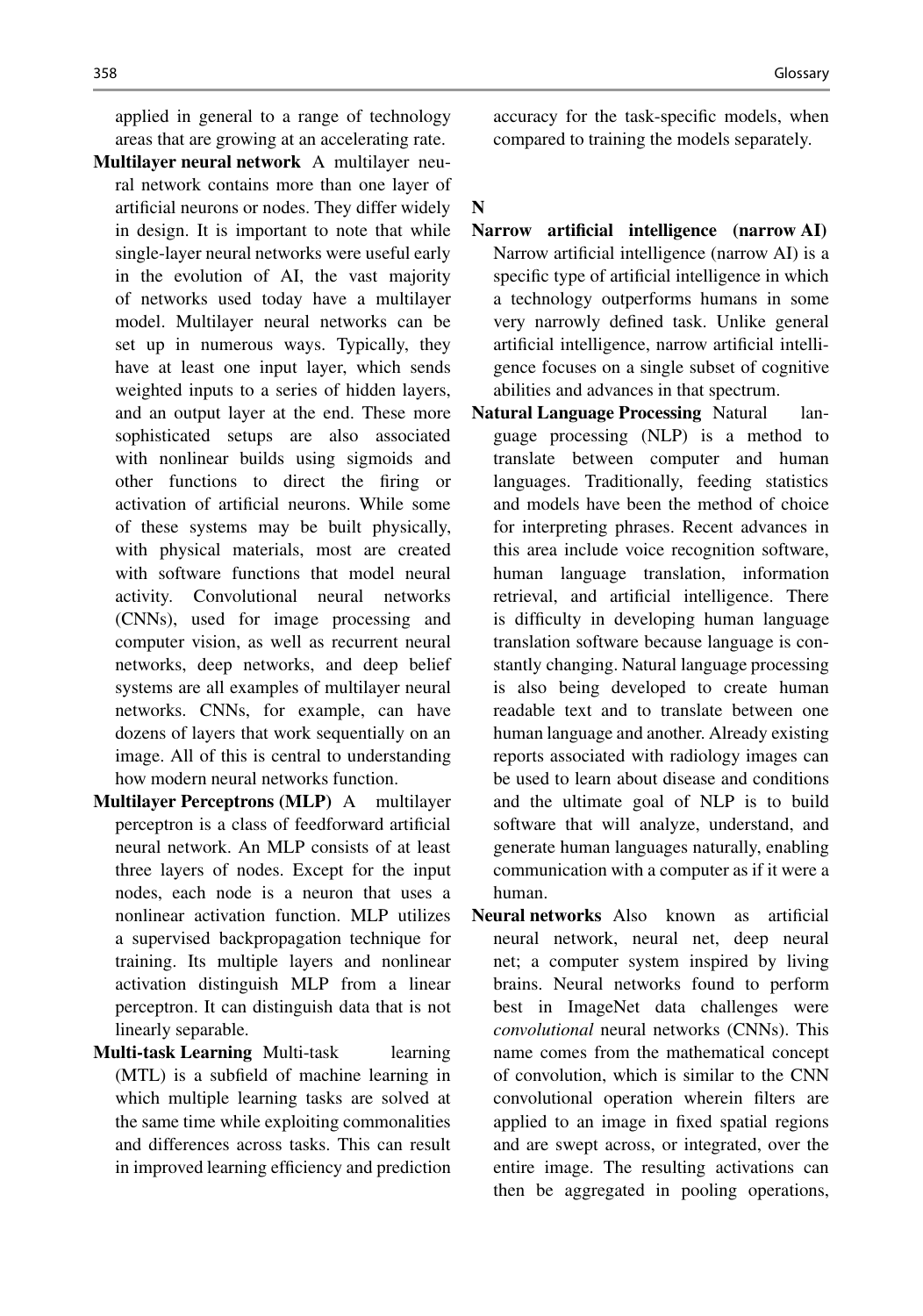applied in general to a range of technology areas that are growing at an accelerating rate.

**Multilayer neural network** A multilayer neural network contains more than one layer of artificial neurons or nodes. They differ widely in design. It is important to note that while single-layer neural networks were useful early in the evolution of AI, the vast majority of networks used today have a multilayer model. Multilayer neural networks can be set up in numerous ways. Typically, they have at least one input layer, which sends weighted inputs to a series of hidden layers, and an output layer at the end. These more sophisticated setups are also associated with nonlinear builds using sigmoids and other functions to direct the firing or activation of artificial neurons. While some of these systems may be built physically, with physical materials, most are created with software functions that model neural activity. Convolutional neural networks (CNNs), used for image processing and computer vision, as well as recurrent neural networks, deep networks, and deep belief systems are all examples of multilayer neural networks. CNNs, for example, can have dozens of layers that work sequentially on an image. All of this is central to understanding how modern neural networks function.

**Multilayer Perceptrons (MLP)** A multilayer perceptron is a class of feedforward artificial neural network. An MLP consists of at least three layers of nodes. Except for the input nodes, each node is a neuron that uses a nonlinear activation function. MLP utilizes a supervised backpropagation technique for training. Its multiple layers and nonlinear activation distinguish MLP from a linear perceptron. It can distinguish data that is not linearly separable.

**Multi-task Learning** Multi-task learning (MTL) is a subfield of machine learning in which multiple learning tasks are solved at the same time while exploiting commonalities and differences across tasks. This can result in improved learning efficiency and prediction accuracy for the task-specific models, when compared to training the models separately.

## N

**Narrow artificial intelligence (narrow AI)** Narrow artificial intelligence (narrow AI) is a specific type of artificial intelligence in which a technology outperforms humans in some very narrowly defined task. Unlike general artificial intelligence, narrow artificial intelligence focuses on a single subset of cognitive abilities and advances in that spectrum.

**Natural Language Processing** Natural language processing (NLP) is a method to translate between computer and human languages. Traditionally, feeding statistics and models have been the method of choice for interpreting phrases. Recent advances in this area include voice recognition software, human language translation, information retrieval, and artificial intelligence. There is difficulty in developing human language translation software because language is constantly changing. Natural language processing is also being developed to create human readable text and to translate between one human language and another. Already existing reports associated with radiology images can be used to learn about disease and conditions and the ultimate goal of NLP is to build software that will analyze, understand, and generate human languages naturally, enabling communication with a computer as if it were a human.

**Neural networks** Also known as artificial neural network, neural net, deep neural net; a computer system inspired by living brains. Neural networks found to perform best in ImageNet data challenges were *convolutional* neural networks (CNNs). This name comes from the mathematical concept of convolution, which is similar to the CNN convolutional operation wherein filters are applied to an image in fixed spatial regions and are swept across, or integrated, over the entire image. The resulting activations can then be aggregated in pooling operations,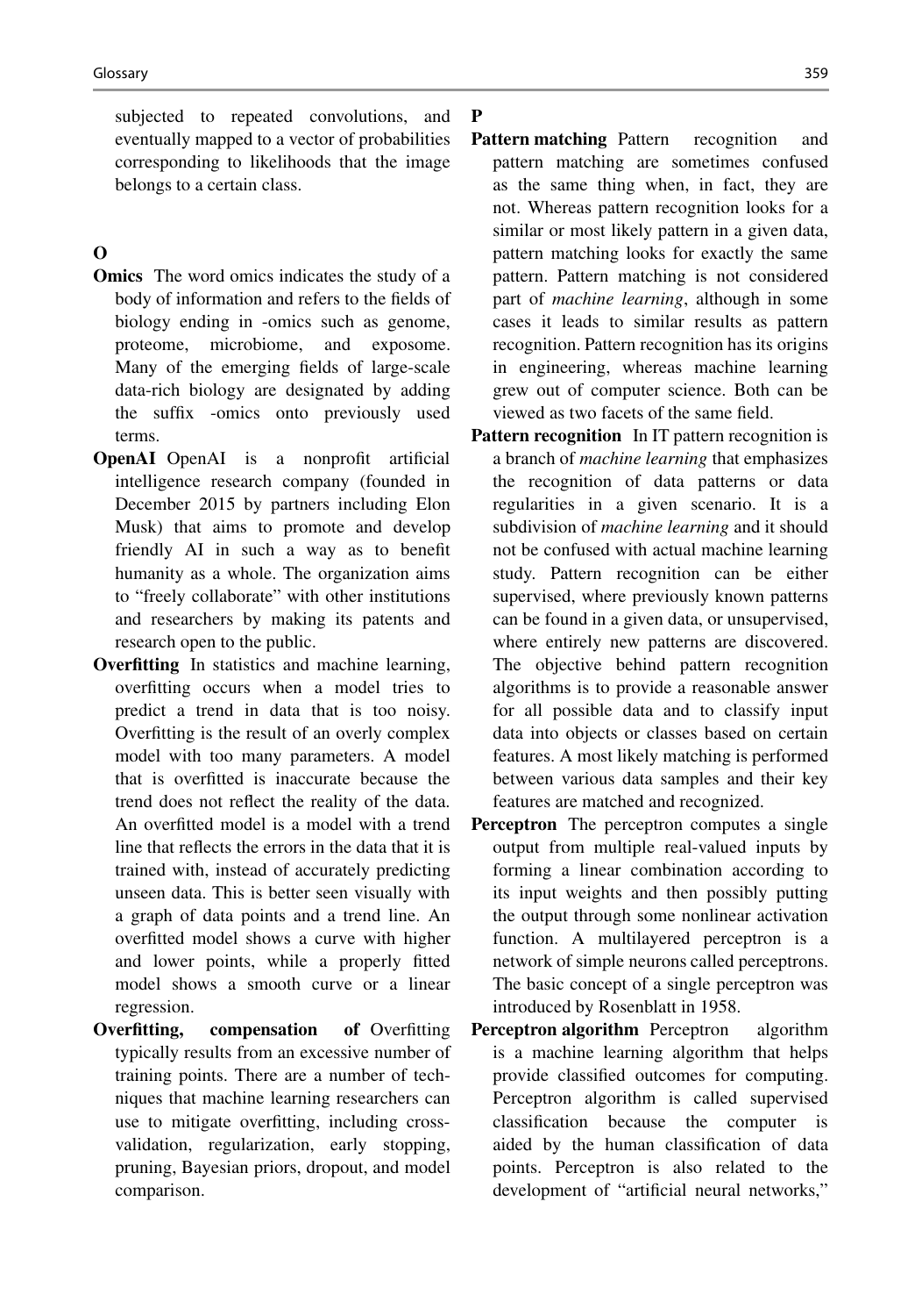subjected to repeated convolutions, and eventually mapped to a vector of probabilities corresponding to likelihoods that the image belongs to a certain class.

## O

**Omics** The word omics indicates the study of a body of information and refers to the fields of biology ending in -omics such as genome, proteome, microbiome, and exposome. Many of the emerging fields of large-scale data-rich biology are designated by adding the suffix -omics onto previously used terms.

**OpenAI** OpenAI is a nonprofit artificial intelligence research company (founded in December 2015 by partners including Elon Musk) that aims to promote and develop friendly AI in such a way as to benefit humanity as a whole. The organization aims to "freely collaborate" with other institutions and researchers by making its patents and research open to the public.

**Overfitting** In statistics and machine learning, overfitting occurs when a model tries to predict a trend in data that is too noisy. Overfitting is the result of an overly complex model with too many parameters. A model that is overfitted is inaccurate because the trend does not reflect the reality of the data. An overfitted model is a model with a trend line that reflects the errors in the data that it is trained with, instead of accurately predicting unseen data. This is better seen visually with a graph of data points and a trend line. An overfitted model shows a curve with higher and lower points, while a properly fitted model shows a smooth curve or a linear regression.

**Overfitting, compensation of** Overfitting typically results from an excessive number of training points. There are a number of techniques that machine learning researchers can use to mitigate overfitting, including cross-validation, regularization, early stopping, pruning, Bayesian priors, dropout, and model comparison.

## P

**Pattern matching** Pattern recognition and pattern matching are sometimes confused as the same thing when, in fact, they are not. Whereas pattern recognition looks for a similar or most likely pattern in a given data, pattern matching looks for exactly the same pattern. Pattern matching is not considered part of *machine learning*, although in some cases it leads to similar results as pattern recognition. Pattern recognition has its origins in engineering, whereas machine learning grew out of computer science. Both can be viewed as two facets of the same field.

**Pattern recognition** In IT pattern recognition is a branch of *machine learning* that emphasizes the recognition of data patterns or data regularities in a given scenario. It is a subdivision of *machine learning* and it should not be confused with actual machine learning study. Pattern recognition can be either supervised, where previously known patterns can be found in a given data, or unsupervised, where entirely new patterns are discovered. The objective behind pattern recognition algorithms is to provide a reasonable answer for all possible data and to classify input data into objects or classes based on certain features. A most likely matching is performed between various data samples and their key features are matched and recognized.

**Perceptron** The perceptron computes a single output from multiple real-valued inputs by forming a linear combination according to its input weights and then possibly putting the output through some nonlinear activation function. A multilayered perceptron is a network of simple neurons called perceptrons. The basic concept of a single perceptron was introduced by Rosenblatt in 1958.

**Perceptron algorithm** Perceptron algorithm is a machine learning algorithm that helps provide classified outcomes for computing. Perceptron algorithm is called supervised classification because the computer is aided by the human classification of data points. Perceptron is also related to the development of "artificial neural networks,"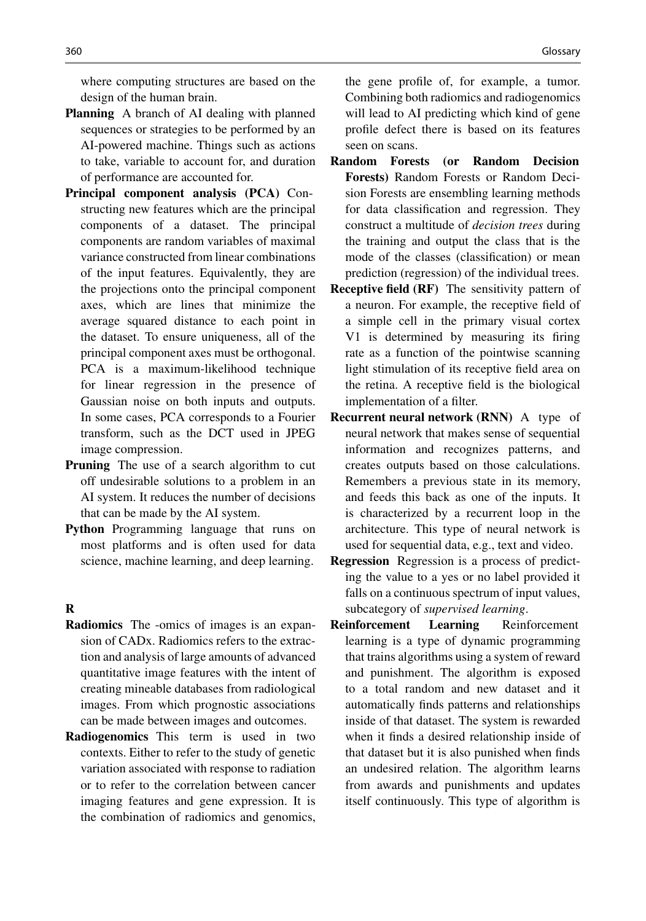where computing structures are based on the design of the human brain.

**Planning** A branch of AI dealing with planned sequences or strategies to be performed by an AI-powered machine. Things such as actions to take, variable to account for, and duration of performance are accounted for.

**Principal component analysis (PCA)** Constructing new features which are the principal components of a dataset. The principal components are random variables of maximal variance constructed from linear combinations of the input features. Equivalently, they are the projections onto the principal component axes, which are lines that minimize the average squared distance to each point in the dataset. To ensure uniqueness, all of the principal component axes must be orthogonal. PCA is a maximum-likelihood technique for linear regression in the presence of Gaussian noise on both inputs and outputs. In some cases, PCA corresponds to a Fourier transform, such as the DCT used in JPEG image compression.

**Pruning** The use of a search algorithm to cut off undesirable solutions to a problem in an AI system. It reduces the number of decisions that can be made by the AI system.

**Python** Programming language that runs on most platforms and is often used for data science, machine learning, and deep learning.

## R

**Radiomics** The -omics of images is an expansion of CADx. Radiomics refers to the extraction and analysis of large amounts of advanced quantitative image features with the intent of creating mineable databases from radiological images. From which prognostic associations can be made between images and outcomes.

**Radiogenomics** This term is used in two contexts. Either to refer to the study of genetic variation associated with response to radiation or to refer to the correlation between cancer imaging features and gene expression. It is the combination of radiomics and genomics, the gene profile of, for example, a tumor. Combining both radiomics and radiogenomics will lead to AI predicting which kind of gene profile defect there is based on its features seen on scans.

**Random Forests (or Random Decision Forests)** Random Forests or Random Decision Forests are ensembling learning methods for data classification and regression. They construct a multitude of *decision trees* during the training and output the class that is the mode of the classes (classification) or mean prediction (regression) of the individual trees.

**Receptive field (RF)** The sensitivity pattern of a neuron. For example, the receptive field of a simple cell in the primary visual cortex V1 is determined by measuring its firing rate as a function of the pointwise scanning light stimulation of its receptive field area on the retina. A receptive field is the biological implementation of a filter.

**Recurrent neural network (RNN)** A type of neural network that makes sense of sequential information and recognizes patterns, and creates outputs based on those calculations. Remembers a previous state in its memory, and feeds this back as one of the inputs. It is characterized by a recurrent loop in the architecture. This type of neural network is used for sequential data, e.g., text and video.

**Regression** Regression is a process of predicting the value to a yes or no label provided it falls on a continuous spectrum of input values, subcategory of *supervised learning*.

**Reinforcement Learning** Reinforcement learning is a type of dynamic programming that trains algorithms using a system of reward and punishment. The algorithm is exposed to a total random and new dataset and it automatically finds patterns and relationships inside of that dataset. The system is rewarded when it finds a desired relationship inside of that dataset but it is also punished when finds an undesired relation. The algorithm learns from awards and punishments and updates itself continuously. This type of algorithm is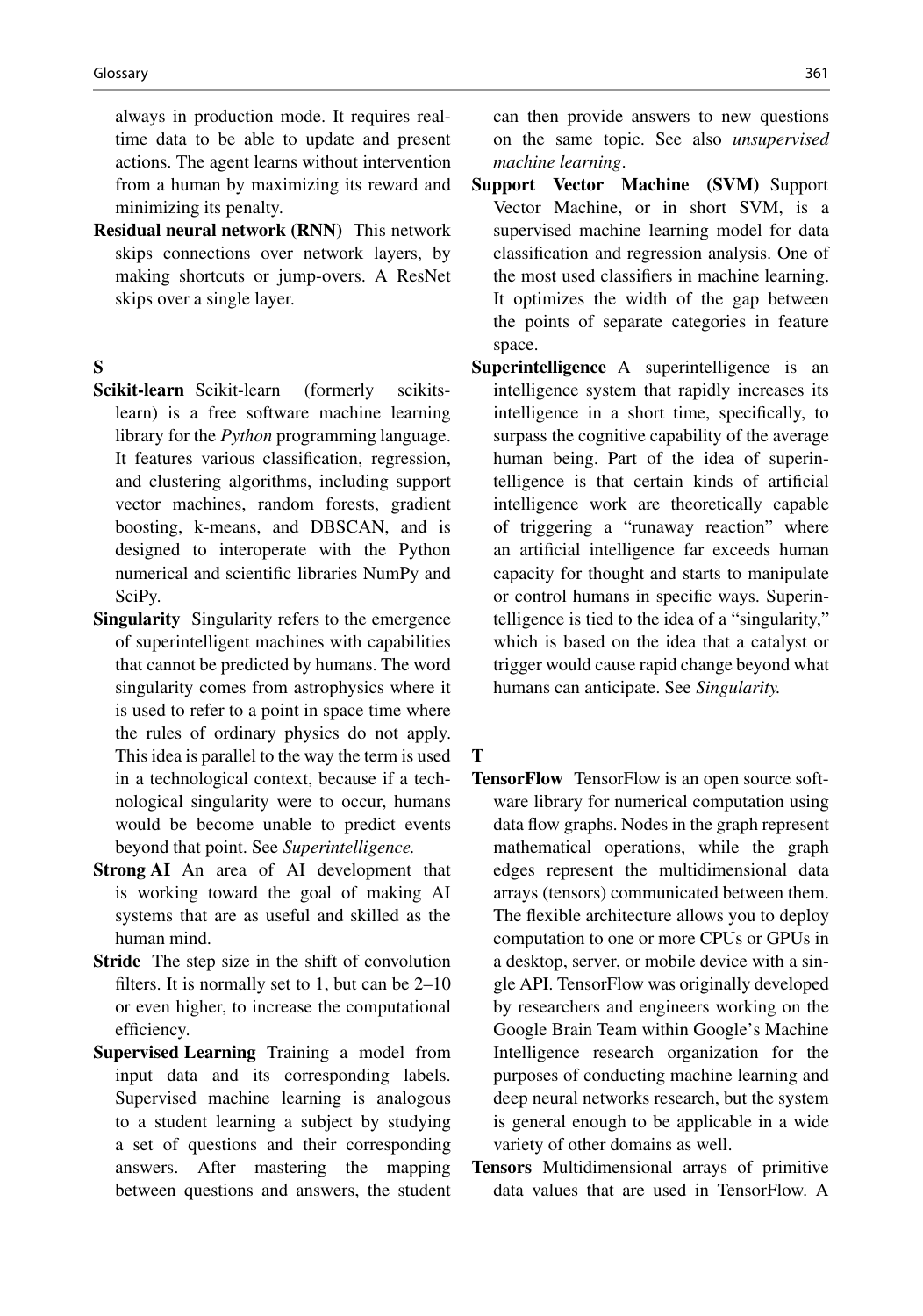always in production mode. It requires real-time data to be able to update and present actions. The agent learns without intervention from a human by maximizing its reward and minimizing its penalty.

**Residual neural network (RNN)** This network skips connections over network layers, by making shortcuts or jump-overs. A ResNet skips over a single layer.

## S

**Scikit-learn** Scikit-learn (formerly scikits-learn) is a free software machine learning library for the *Python* programming language. It features various classification, regression, and clustering algorithms, including support vector machines, random forests, gradient boosting, k-means, and DBSCAN, and is designed to interoperate with the Python numerical and scientific libraries NumPy and SciPy.

**Singularity** Singularity refers to the emergence of superintelligent machines with capabilities that cannot be predicted by humans. The word singularity comes from astrophysics where it is used to refer to a point in space time where the rules of ordinary physics do not apply. This idea is parallel to the way the term is used in a technological context, because if a technological singularity were to occur, humans would be become unable to predict events beyond that point. See *Superintelligence.*

**Strong AI** An area of AI development that is working toward the goal of making AI systems that are as useful and skilled as the human mind.

**Stride** The step size in the shift of convolution filters. It is normally set to 1, but can be 2–10 or even higher, to increase the computational efficiency.

**Supervised Learning** Training a model from input data and its corresponding labels. Supervised machine learning is analogous to a student learning a subject by studying a set of questions and their corresponding answers. After mastering the mapping between questions and answers, the student can then provide answers to new questions on the same topic. See also *unsupervised machine learning*.

**Support Vector Machine (SVM)** Support Vector Machine, or in short SVM, is a supervised machine learning model for data classification and regression analysis. One of the most used classifiers in machine learning. It optimizes the width of the gap between the points of separate categories in feature space.

**Superintelligence** A superintelligence is an intelligence system that rapidly increases its intelligence in a short time, specifically, to surpass the cognitive capability of the average human being. Part of the idea of superintelligence is that certain kinds of artificial intelligence work are theoretically capable of triggering a "runaway reaction" where an artificial intelligence far exceeds human capacity for thought and starts to manipulate or control humans in specific ways. Superintelligence is tied to the idea of a "singularity," which is based on the idea that a catalyst or trigger would cause rapid change beyond what humans can anticipate. See *Singularity.*

## T

**TensorFlow** TensorFlow is an open source software library for numerical computation using data flow graphs. Nodes in the graph represent mathematical operations, while the graph edges represent the multidimensional data arrays (tensors) communicated between them. The flexible architecture allows you to deploy computation to one or more CPUs or GPUs in a desktop, server, or mobile device with a single API. TensorFlow was originally developed by researchers and engineers working on the Google Brain Team within Google's Machine Intelligence research organization for the purposes of conducting machine learning and deep neural networks research, but the system is general enough to be applicable in a wide variety of other domains as well.

**Tensors** Multidimensional arrays of primitive data values that are used in TensorFlow. A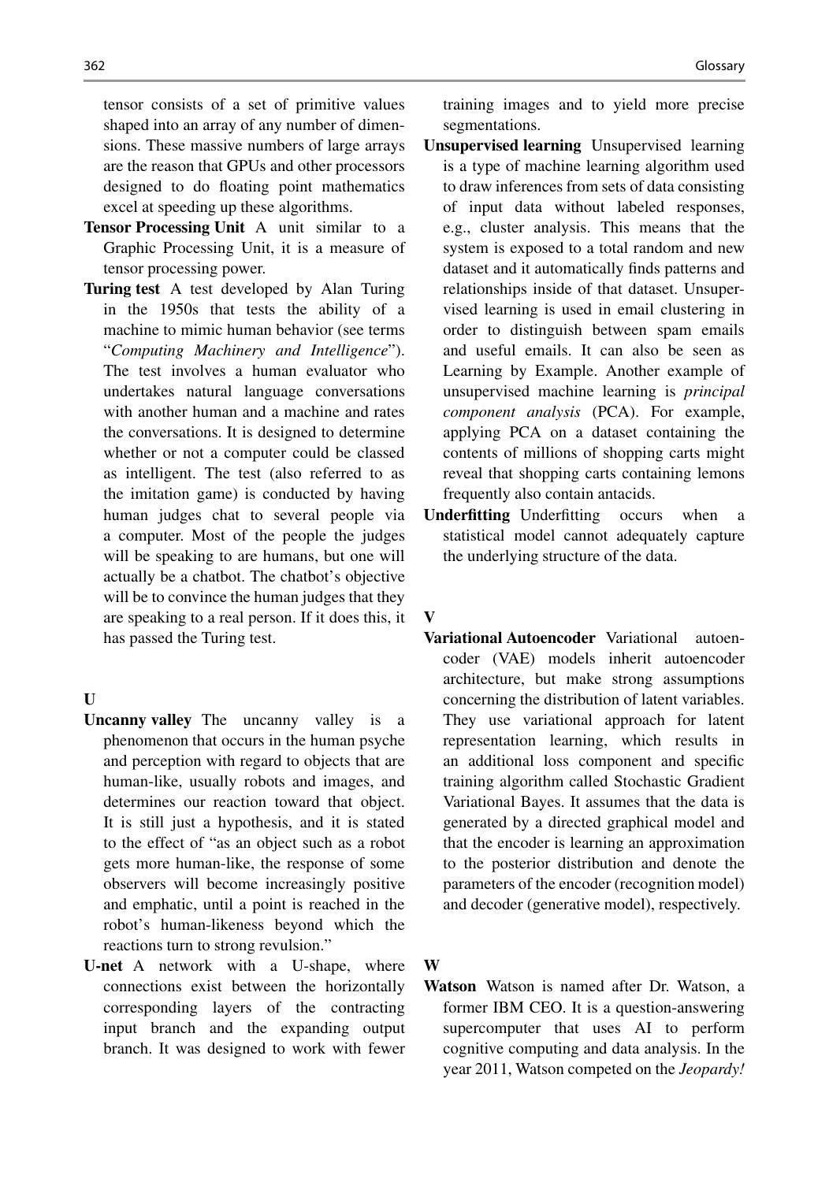tensor consists of a set of primitive values shaped into an array of any number of dimensions. These massive numbers of large arrays are the reason that GPUs and other processors designed to do floating point mathematics excel at speeding up these algorithms.

**Tensor Processing Unit** A unit similar to a Graphic Processing Unit, it is a measure of tensor processing power.

**Turing test** A test developed by Alan Turing in the 1950s that tests the ability of a machine to mimic human behavior (see terms "*Computing Machinery and Intelligence*"). The test involves a human evaluator who undertakes natural language conversations with another human and a machine and rates the conversations. It is designed to determine whether or not a computer could be classed as intelligent. The test (also referred to as the imitation game) is conducted by having human judges chat to several people via a computer. Most of the people the judges will be speaking to are humans, but one will actually be a chatbot. The chatbot's objective will be to convince the human judges that they are speaking to a real person. If it does this, it has passed the Turing test.

## U

**Uncanny valley** The uncanny valley is a phenomenon that occurs in the human psyche and perception with regard to objects that are human-like, usually robots and images, and determines our reaction toward that object. It is still just a hypothesis, and it is stated to the effect of "as an object such as a robot gets more human-like, the response of some observers will become increasingly positive and emphatic, until a point is reached in the robot's human-likeness beyond which the reactions turn to strong revulsion."

**U-net** A network with a U-shape, where connections exist between the horizontally corresponding layers of the contracting input branch and the expanding output branch. It was designed to work with fewer training images and to yield more precise segmentations.

**Unsupervised learning** Unsupervised learning is a type of machine learning algorithm used to draw inferences from sets of data consisting of input data without labeled responses, e.g., cluster analysis. This means that the system is exposed to a total random and new dataset and it automatically finds patterns and relationships inside of that dataset. Unsupervised learning is used in email clustering in order to distinguish between spam emails and useful emails. It can also be seen as Learning by Example. Another example of unsupervised machine learning is *principal component analysis* (PCA). For example, applying PCA on a dataset containing the contents of millions of shopping carts might reveal that shopping carts containing lemons frequently also contain antacids.

**Underfitting** Underfitting occurs when a statistical model cannot adequately capture the underlying structure of the data.

## V

**Variational Autoencoder** Variational autoencoder (VAE) models inherit autoencoder architecture, but make strong assumptions concerning the distribution of latent variables. They use variational approach for latent representation learning, which results in an additional loss component and specific training algorithm called Stochastic Gradient Variational Bayes. It assumes that the data is generated by a directed graphical model and that the encoder is learning an approximation to the posterior distribution and denote the parameters of the encoder (recognition model) and decoder (generative model), respectively.

## W

**Watson** Watson is named after Dr. Watson, a former IBM CEO. It is a question-answering supercomputer that uses AI to perform cognitive computing and data analysis. In the year 2011, Watson competed on the *Jeopardy!*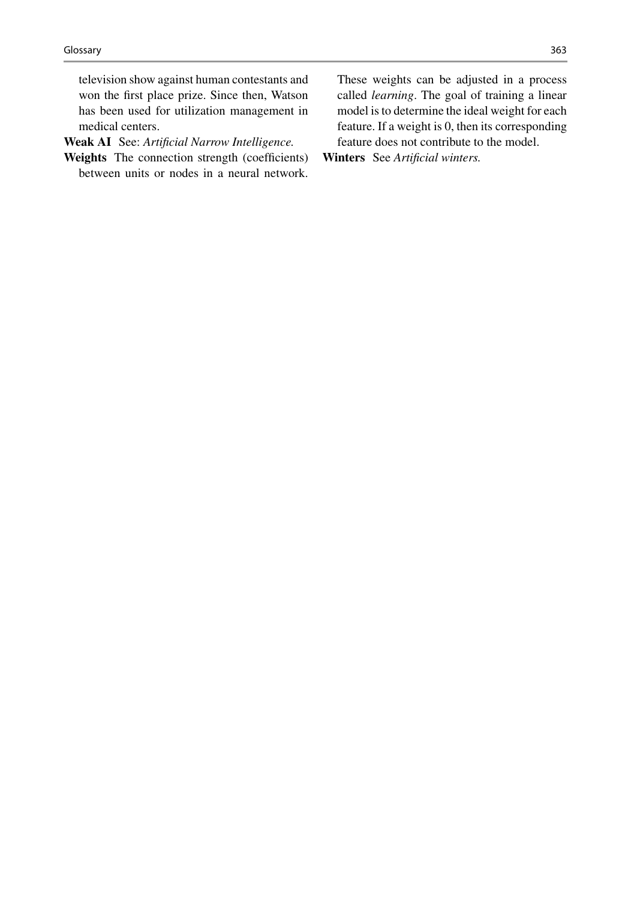television show against human contestants and won the first place prize. Since then, Watson has been used for utilization management in medical centers.

**Weak AI** See: *Artificial Narrow Intelligence.*

**Weights** The connection strength (coefficients) between units or nodes in a neural network. These weights can be adjusted in a process called *learning*. The goal of training a linear model is to determine the ideal weight for each feature. If a weight is 0, then its corresponding feature does not contribute to the model.

**Winters** See *Artificial winters.*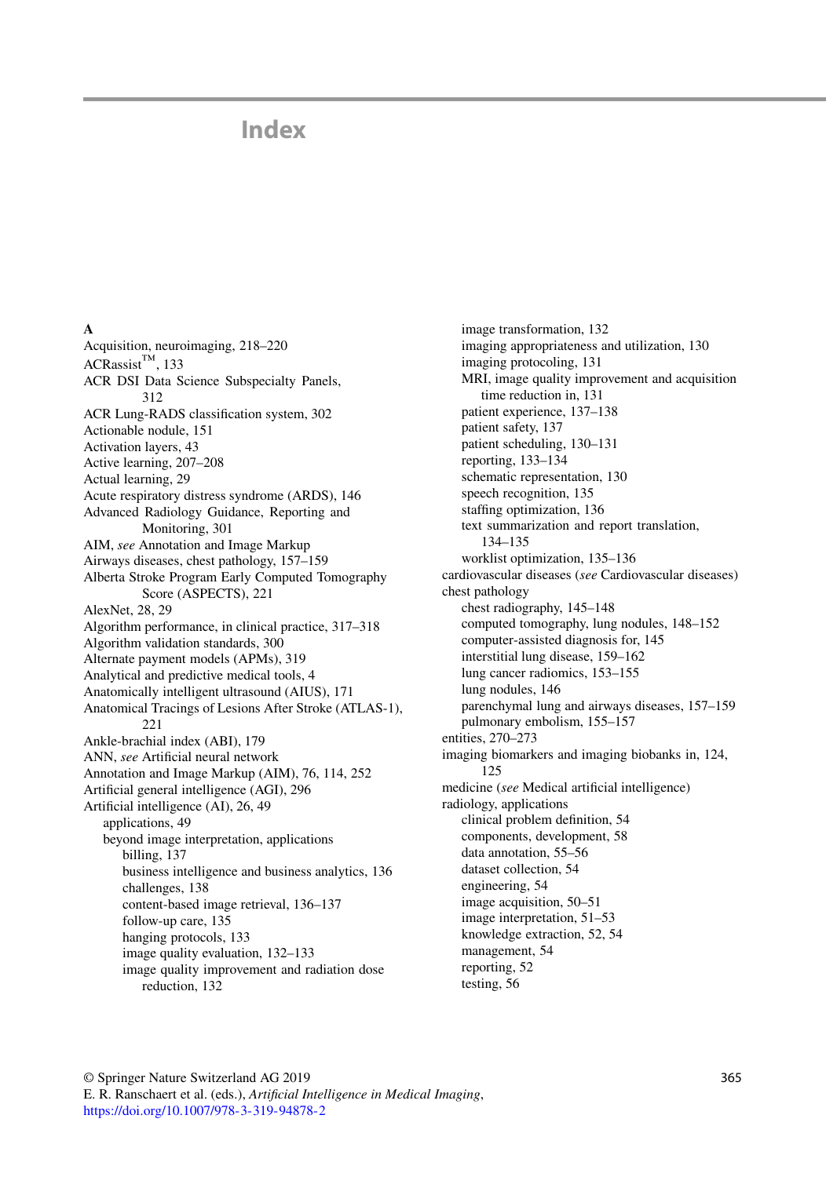# Index

**A**

Acquisition, neuroimaging, 218–220
ACRassist™, 133
ACR DSI Data Science Subspecialty Panels, 312
ACR Lung-RADS classification system, 302
Actionable nodule, 151
Activation layers, 43
Active learning, 207–208
Actual learning, 29
Acute respiratory distress syndrome (ARDS), 146
Advanced Radiology Guidance, Reporting and Monitoring, 301
AIM, *see* Annotation and Image Markup
Airways diseases, chest pathology, 157–159
Alberta Stroke Program Early Computed Tomography Score (ASPECTS), 221
AlexNet, 28, 29
Algorithm performance, in clinical practice, 317–318
Algorithm validation standards, 300
Alternate payment models (APMs), 319
Analytical and predictive medical tools, 4
Anatomically intelligent ultrasound (AIUS), 171
Anatomical Tracings of Lesions After Stroke (ATLAS-1), 221
Ankle-brachial index (ABI), 179
ANN, *see* Artificial neural network
Annotation and Image Markup (AIM), 76, 114, 252
Artificial general intelligence (AGI), 296
Artificial intelligence (AI), 26, 49
- applications, 49
- beyond image interpretation, applications
  - billing, 137
  - business intelligence and business analytics, 136
  - challenges, 138
  - content-based image retrieval, 136–137
  - follow-up care, 135
  - hanging protocols, 133
  - image quality evaluation, 132–133
  - image quality improvement and radiation dose reduction, 132
  - image transformation, 132
  - imaging appropriateness and utilization, 130
  - imaging protocoling, 131
  - MRI, image quality improvement and acquisition time reduction in, 131
  - patient experience, 137–138
  - patient safety, 137
  - patient scheduling, 130–131
  - reporting, 133–134
  - schematic representation, 130
  - speech recognition, 135
  - staffing optimization, 136
  - text summarization and report translation, 134–135
  - worklist optimization, 135–136
- cardiovascular diseases (*see* Cardiovascular diseases)
- chest pathology
  - chest radiography, 145–148
  - computed tomography, lung nodules, 148–152
  - computer-assisted diagnosis for, 145
  - interstitial lung disease, 159–162
  - lung cancer radiomics, 153–155
  - lung nodules, 146
  - parenchymal lung and airways diseases, 157–159
  - pulmonary embolism, 155–157
- entities, 270–273
- imaging biomarkers and imaging biobanks in, 124, 125
- medicine (*see* Medical artificial intelligence)
- radiology, applications
  - clinical problem definition, 54
  - components, development, 58
  - data annotation, 55–56
  - dataset collection, 54
  - engineering, 54
  - image acquisition, 50–51
  - image interpretation, 51–53
  - knowledge extraction, 52, 54
  - management, 54
  - reporting, 52
  - testing, 56

© Springer Nature Switzerland AG 2019
E. R. Ranschaert et al. (eds.), *Artificial Intelligence in Medical Imaging*,
https://doi.org/10.1007/978-3-319-94878-2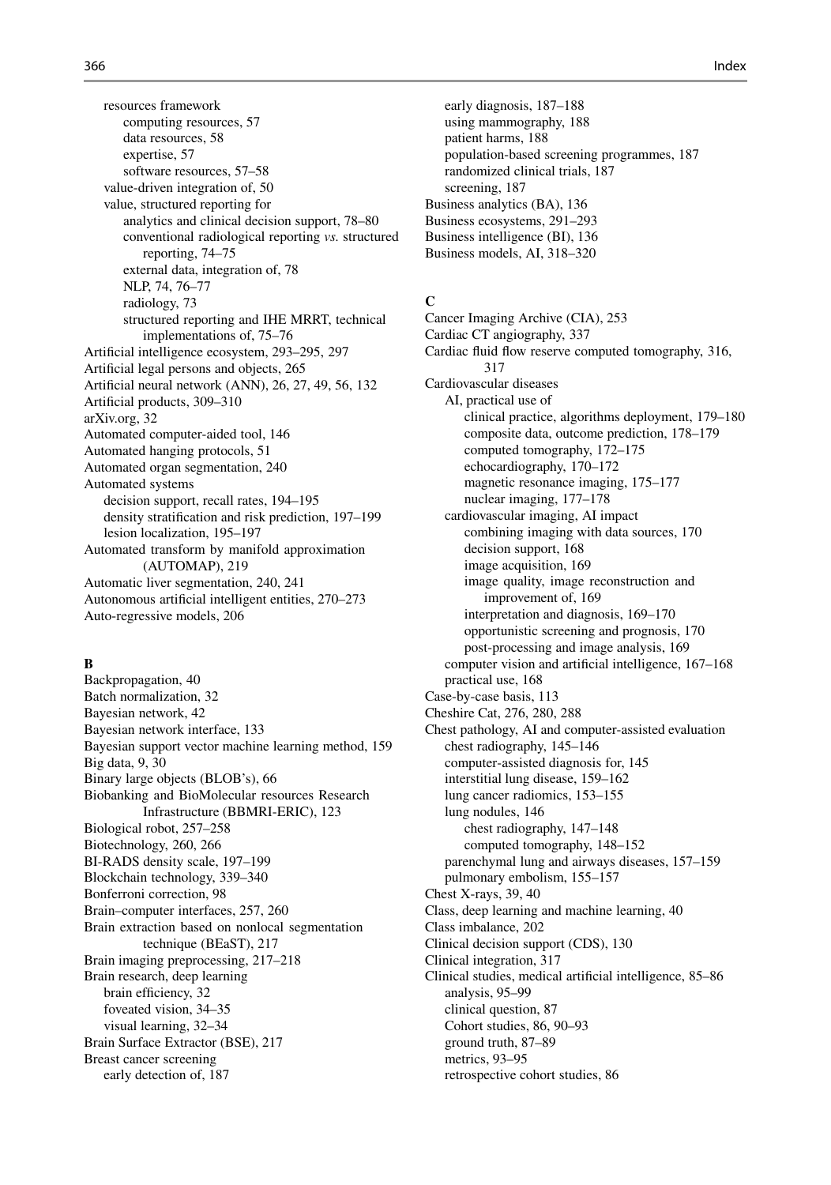- resources framework
  - computing resources, 57
  - data resources, 58
  - expertise, 57
  - software resources, 57–58
- value-driven integration of, 50
- value, structured reporting for
  - analytics and clinical decision support, 78–80
  - conventional radiological reporting *vs.* structured reporting, 74–75
  - external data, integration of, 78
  - NLP, 74, 76–77
  - radiology, 73
  - structured reporting and IHE MRRT, technical implementations of, 75–76

Artificial intelligence ecosystem, 293–295, 297
Artificial legal persons and objects, 265
Artificial neural network (ANN), 26, 27, 49, 56, 132
Artificial products, 309–310
arXiv.org, 32
Automated computer-aided tool, 146
Automated hanging protocols, 51
Automated organ segmentation, 240
Automated systems
- decision support, recall rates, 194–195
- density stratification and risk prediction, 197–199
- lesion localization, 195–197

Automated transform by manifold approximation (AUTOMAP), 219
Automatic liver segmentation, 240, 241
Autonomous artificial intelligent entities, 270–273
Auto-regressive models, 206

**B**

Backpropagation, 40
Batch normalization, 32
Bayesian network, 42
Bayesian network interface, 133
Bayesian support vector machine learning method, 159
Big data, 9, 30
Binary large objects (BLOB's), 66
Biobanking and BioMolecular resources Research Infrastructure (BBMRI-ERIC), 123
Biological robot, 257–258
Biotechnology, 260, 266
BI-RADS density scale, 197–199
Blockchain technology, 339–340
Bonferroni correction, 98
Brain–computer interfaces, 257, 260
Brain extraction based on nonlocal segmentation technique (BEaST), 217
Brain imaging preprocessing, 217–218
Brain research, deep learning
- brain efficiency, 32
- foveated vision, 34–35
- visual learning, 32–34

Brain Surface Extractor (BSE), 217
Breast cancer screening
- early detection of, 187
- early diagnosis, 187–188
- using mammography, 188
- patient harms, 188
- population-based screening programmes, 187
- randomized clinical trials, 187
- screening, 187

Business analytics (BA), 136
Business ecosystems, 291–293
Business intelligence (BI), 136
Business models, AI, 318–320

**C**

Cancer Imaging Archive (CIA), 253
Cardiac CT angiography, 337
Cardiac fluid flow reserve computed tomography, 316, 317
Cardiovascular diseases
- AI, practical use of
  - clinical practice, algorithms deployment, 179–180
  - composite data, outcome prediction, 178–179
  - computed tomography, 172–175
  - echocardiography, 170–172
  - magnetic resonance imaging, 175–177
  - nuclear imaging, 177–178
- cardiovascular imaging, AI impact
  - combining imaging with data sources, 170
  - decision support, 168
  - image acquisition, 169
  - image quality, image reconstruction and improvement of, 169
  - interpretation and diagnosis, 169–170
  - opportunistic screening and prognosis, 170
  - post-processing and image analysis, 169
- computer vision and artificial intelligence, 167–168
- practical use, 168

Case-by-case basis, 113
Cheshire Cat, 276, 280, 288
Chest pathology, AI and computer-assisted evaluation
- chest radiography, 145–146
- computer-assisted diagnosis for, 145
- interstitial lung disease, 159–162
- lung cancer radiomics, 153–155
- lung nodules, 146
  - chest radiography, 147–148
  - computed tomography, 148–152
- parenchymal lung and airways diseases, 157–159
- pulmonary embolism, 155–157

Chest X-rays, 39, 40
Class, deep learning and machine learning, 40
Class imbalance, 202
Clinical decision support (CDS), 130
Clinical integration, 317
Clinical studies, medical artificial intelligence, 85–86
- analysis, 95–99
- clinical question, 87
- Cohort studies, 86, 90–93
- ground truth, 87–89
- metrics, 93–95
- retrospective cohort studies, 86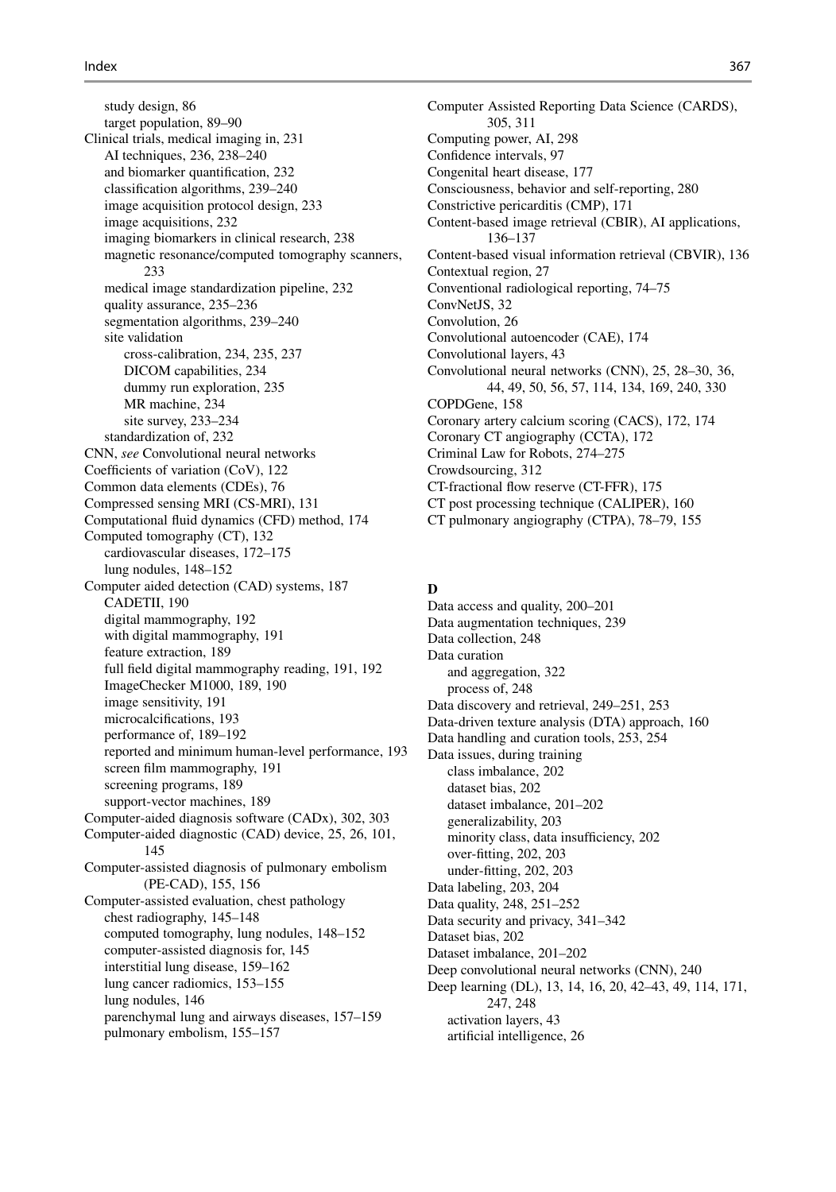study design, 86
target population, 89–90
Clinical trials, medical imaging in, 231
AI techniques, 236, 238–240
and biomarker quantification, 232
classification algorithms, 239–240
image acquisition protocol design, 233
image acquisitions, 232
imaging biomarkers in clinical research, 238
magnetic resonance/computed tomography scanners, 233
medical image standardization pipeline, 232
quality assurance, 235–236
segmentation algorithms, 239–240
site validation
cross-calibration, 234, 235, 237
DICOM capabilities, 234
dummy run exploration, 235
MR machine, 234
site survey, 233–234
standardization of, 232
CNN, *see* Convolutional neural networks
Coefficients of variation (CoV), 122
Common data elements (CDEs), 76
Compressed sensing MRI (CS-MRI), 131
Computational fluid dynamics (CFD) method, 174
Computed tomography (CT), 132
cardiovascular diseases, 172–175
lung nodules, 148–152
Computer aided detection (CAD) systems, 187
CADETII, 190
digital mammography, 192
with digital mammography, 191
feature extraction, 189
full field digital mammography reading, 191, 192
ImageChecker M1000, 189, 190
image sensitivity, 191
microcalcifications, 193
performance of, 189–192
reported and minimum human-level performance, 193
screen film mammography, 191
screening programs, 189
support-vector machines, 189
Computer-aided diagnosis software (CADx), 302, 303
Computer-aided diagnostic (CAD) device, 25, 26, 101, 145
Computer-assisted diagnosis of pulmonary embolism (PE-CAD), 155, 156
Computer-assisted evaluation, chest pathology
chest radiography, 145–148
computed tomography, lung nodules, 148–152
computer-assisted diagnosis for, 145
interstitial lung disease, 159–162
lung cancer radiomics, 153–155
lung nodules, 146
parenchymal lung and airways diseases, 157–159
pulmonary embolism, 155–157
Computer Assisted Reporting Data Science (CARDS), 305, 311
Computing power, AI, 298
Confidence intervals, 97
Congenital heart disease, 177
Consciousness, behavior and self-reporting, 280
Constrictive pericarditis (CMP), 171
Content-based image retrieval (CBIR), AI applications, 136–137
Content-based visual information retrieval (CBVIR), 136
Contextual region, 27
Conventional radiological reporting, 74–75
ConvNetJS, 32
Convolution, 26
Convolutional autoencoder (CAE), 174
Convolutional layers, 43
Convolutional neural networks (CNN), 25, 28–30, 36, 44, 49, 50, 56, 57, 114, 134, 169, 240, 330
COPDGene, 158
Coronary artery calcium scoring (CACS), 172, 174
Coronary CT angiography (CCTA), 172
Criminal Law for Robots, 274–275
Crowdsourcing, 312
CT-fractional flow reserve (CT-FFR), 175
CT post processing technique (CALIPER), 160
CT pulmonary angiography (CTPA), 78–79, 155

**D**

Data access and quality, 200–201
Data augmentation techniques, 239
Data collection, 248
Data curation
and aggregation, 322
process of, 248
Data discovery and retrieval, 249–251, 253
Data-driven texture analysis (DTA) approach, 160
Data handling and curation tools, 253, 254
Data issues, during training
class imbalance, 202
dataset bias, 202
dataset imbalance, 201–202
generalizability, 203
minority class, data insufficiency, 202
over-fitting, 202, 203
under-fitting, 202, 203
Data labeling, 203, 204
Data quality, 248, 251–252
Data security and privacy, 341–342
Dataset bias, 202
Dataset imbalance, 201–202
Deep convolutional neural networks (CNN), 240
Deep learning (DL), 13, 14, 16, 20, 42–43, 49, 114, 171, 247, 248
activation layers, 43
artificial intelligence, 26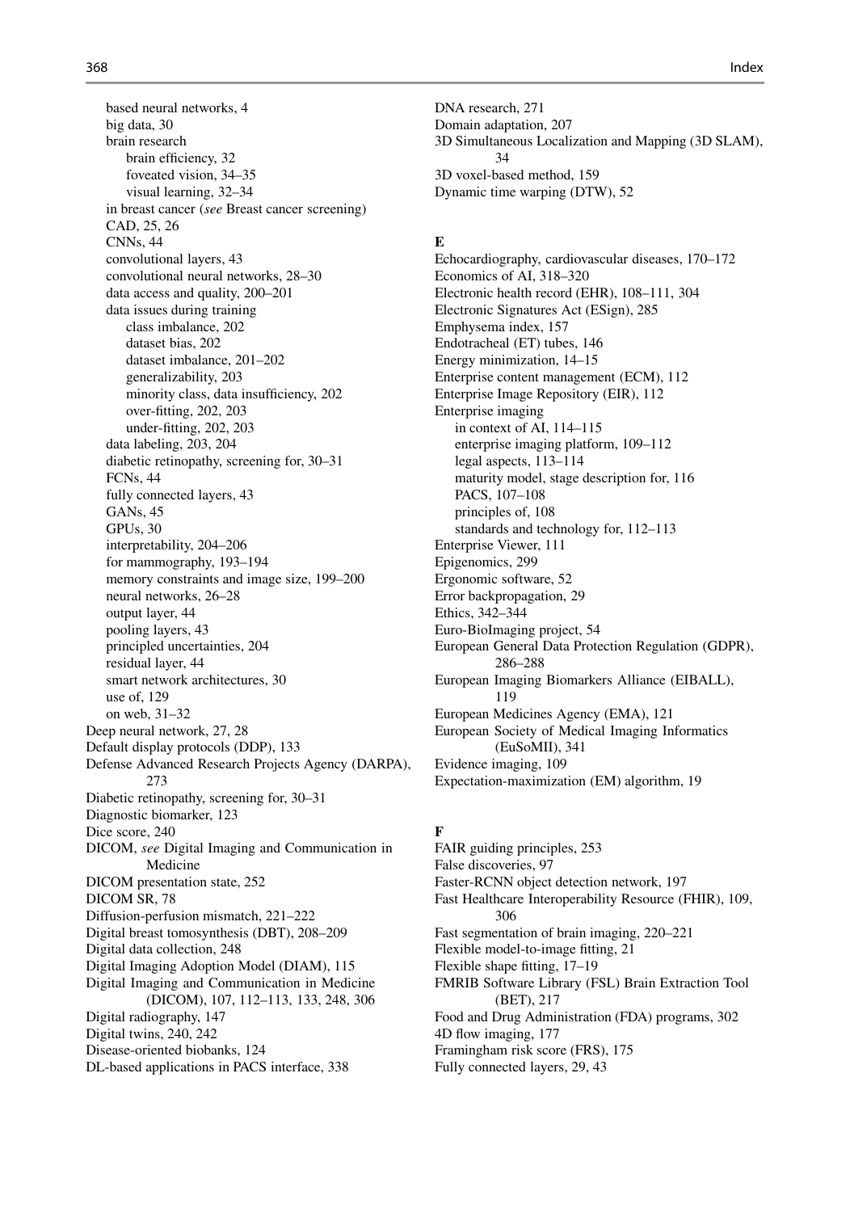based neural networks, 4
big data, 30
brain research
  brain efficiency, 32
  foveated vision, 34–35
  visual learning, 32–34
in breast cancer (*see* Breast cancer screening)
CAD, 25, 26
CNNs, 44
convolutional layers, 43
convolutional neural networks, 28–30
data access and quality, 200–201
data issues during training
  class imbalance, 202
  dataset bias, 202
  dataset imbalance, 201–202
  generalizability, 203
  minority class, data insufficiency, 202
  over-fitting, 202, 203
  under-fitting, 202, 203
data labeling, 203, 204
diabetic retinopathy, screening for, 30–31
FCNs, 44
fully connected layers, 43
GANs, 45
GPUs, 30
interpretability, 204–206
for mammography, 193–194
memory constraints and image size, 199–200
neural networks, 26–28
output layer, 44
pooling layers, 43
principled uncertainties, 204
residual layer, 44
smart network architectures, 30
use of, 129
on web, 31–32
Deep neural network, 27, 28
Default display protocols (DDP), 133
Defense Advanced Research Projects Agency (DARPA), 273
Diabetic retinopathy, screening for, 30–31
Diagnostic biomarker, 123
Dice score, 240
DICOM, *see* Digital Imaging and Communication in Medicine
DICOM presentation state, 252
DICOM SR, 78
Diffusion-perfusion mismatch, 221–222
Digital breast tomosynthesis (DBT), 208–209
Digital data collection, 248
Digital Imaging Adoption Model (DIAM), 115
Digital Imaging and Communication in Medicine (DICOM), 107, 112–113, 133, 248, 306
Digital radiography, 147
Digital twins, 240, 242
Disease-oriented biobanks, 124
DL-based applications in PACS interface, 338
DNA research, 271
Domain adaptation, 207
3D Simultaneous Localization and Mapping (3D SLAM), 34
3D voxel-based method, 159
Dynamic time warping (DTW), 52

**E**

Echocardiography, cardiovascular diseases, 170–172
Economics of AI, 318–320
Electronic health record (EHR), 108–111, 304
Electronic Signatures Act (ESign), 285
Emphysema index, 157
Endotracheal (ET) tubes, 146
Energy minimization, 14–15
Enterprise content management (ECM), 112
Enterprise Image Repository (EIR), 112
Enterprise imaging
  in context of AI, 114–115
  enterprise imaging platform, 109–112
  legal aspects, 113–114
  maturity model, stage description for, 116
  PACS, 107–108
  principles of, 108
  standards and technology for, 112–113
Enterprise Viewer, 111
Epigenomics, 299
Ergonomic software, 52
Error backpropagation, 29
Ethics, 342–344
Euro-BioImaging project, 54
European General Data Protection Regulation (GDPR), 286–288
European Imaging Biomarkers Alliance (EIBALL), 119
European Medicines Agency (EMA), 121
European Society of Medical Imaging Informatics (EuSoMII), 341
Evidence imaging, 109
Expectation-maximization (EM) algorithm, 19

**F**

FAIR guiding principles, 253
False discoveries, 97
Faster-RCNN object detection network, 197
Fast Healthcare Interoperability Resource (FHIR), 109, 306
Fast segmentation of brain imaging, 220–221
Flexible model-to-image fitting, 21
Flexible shape fitting, 17–19
FMRIB Software Library (FSL) Brain Extraction Tool (BET), 217
Food and Drug Administration (FDA) programs, 302
4D flow imaging, 177
Framingham risk score (FRS), 175
Fully connected layers, 29, 43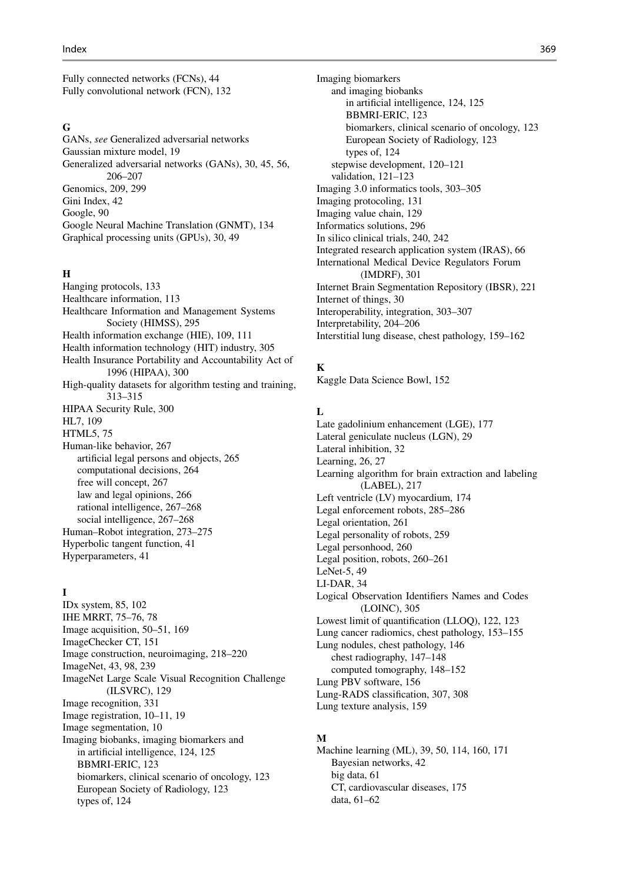Fully connected networks (FCNs), 44
Fully convolutional network (FCN), 132

**G**

GANs, *see* Generalized adversarial networks
Gaussian mixture model, 19
Generalized adversarial networks (GANs), 30, 45, 56, 206–207
Genomics, 209, 299
Gini Index, 42
Google, 90
Google Neural Machine Translation (GNMT), 134
Graphical processing units (GPUs), 30, 49

**H**

Hanging protocols, 133
Healthcare information, 113
Healthcare Information and Management Systems Society (HIMSS), 295
Health information exchange (HIE), 109, 111
Health information technology (HIT) industry, 305
Health Insurance Portability and Accountability Act of 1996 (HIPAA), 300
High-quality datasets for algorithm testing and training, 313–315
HIPAA Security Rule, 300
HL7, 109
HTML5, 75
Human-like behavior, 267
- artificial legal persons and objects, 265
- computational decisions, 264
- free will concept, 267
- law and legal opinions, 266
- rational intelligence, 267–268
- social intelligence, 267–268

Human–Robot integration, 273–275
Hyperbolic tangent function, 41
Hyperparameters, 41

**I**

IDx system, 85, 102
IHE MRRT, 75–76, 78
Image acquisition, 50–51, 169
ImageChecker CT, 151
Image construction, neuroimaging, 218–220
ImageNet, 43, 98, 239
ImageNet Large Scale Visual Recognition Challenge (ILSVRC), 129
Image recognition, 331
Image registration, 10–11, 19
Image segmentation, 10
Imaging biobanks, imaging biomarkers and
- in artificial intelligence, 124, 125
- BBMRI-ERIC, 123
- biomarkers, clinical scenario of oncology, 123
- European Society of Radiology, 123
- types of, 124

Imaging biomarkers
- and imaging biobanks
  - in artificial intelligence, 124, 125
  - BBMRI-ERIC, 123
  - biomarkers, clinical scenario of oncology, 123
  - European Society of Radiology, 123
  - types of, 124
- stepwise development, 120–121
- validation, 121–123

Imaging 3.0 informatics tools, 303–305
Imaging protocoling, 131
Imaging value chain, 129
Informatics solutions, 296
In silico clinical trials, 240, 242
Integrated research application system (IRAS), 66
International Medical Device Regulators Forum (IMDRF), 301
Internet Brain Segmentation Repository (IBSR), 221
Internet of things, 30
Interoperability, integration, 303–307
Interpretability, 204–206
Interstitial lung disease, chest pathology, 159–162

**K**

Kaggle Data Science Bowl, 152

**L**

Late gadolinium enhancement (LGE), 177
Lateral geniculate nucleus (LGN), 29
Lateral inhibition, 32
Learning, 26, 27
Learning algorithm for brain extraction and labeling (LABEL), 217
Left ventricle (LV) myocardium, 174
Legal enforcement robots, 285–286
Legal orientation, 261
Legal personality of robots, 259
Legal personhood, 260
Legal position, robots, 260–261
LeNet-5, 49
LI-DAR, 34
Logical Observation Identifiers Names and Codes (LOINC), 305
Lowest limit of quantification (LLOQ), 122, 123
Lung cancer radiomics, chest pathology, 153–155
Lung nodules, chest pathology, 146
- chest radiography, 147–148
- computed tomography, 148–152

Lung PBV software, 156
Lung-RADS classification, 307, 308
Lung texture analysis, 159

**M**

Machine learning (ML), 39, 50, 114, 160, 171
- Bayesian networks, 42
- big data, 61
- CT, cardiovascular diseases, 175
- data, 61–62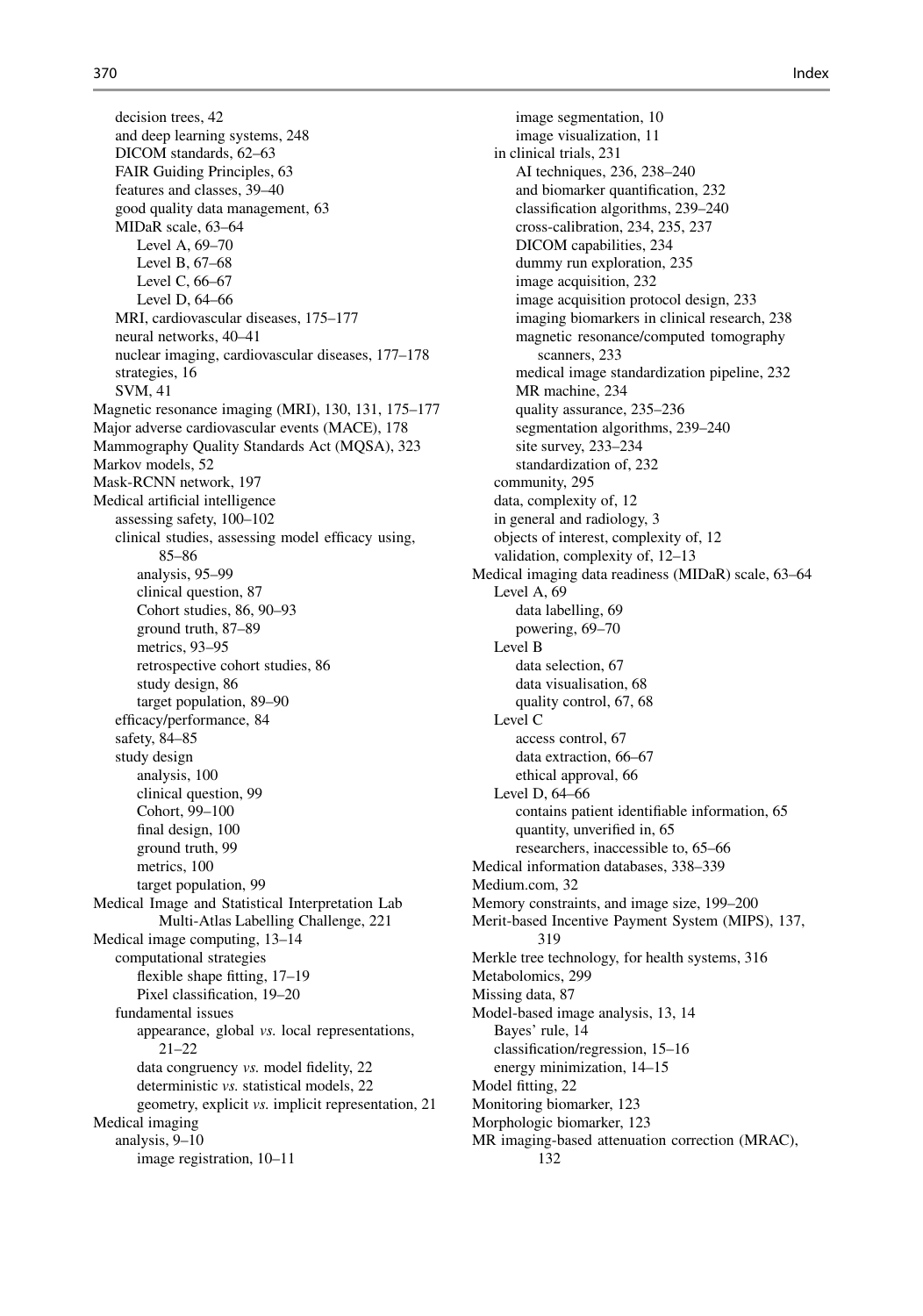decision trees, 42
and deep learning systems, 248
DICOM standards, 62–63
FAIR Guiding Principles, 63
features and classes, 39–40
good quality data management, 63
MIDaR scale, 63–64
Level A, 69–70
Level B, 67–68
Level C, 66–67
Level D, 64–66
MRI, cardiovascular diseases, 175–177
neural networks, 40–41
nuclear imaging, cardiovascular diseases, 177–178
strategies, 16
SVM, 41
Magnetic resonance imaging (MRI), 130, 131, 175–177
Major adverse cardiovascular events (MACE), 178
Mammography Quality Standards Act (MQSA), 323
Markov models, 52
Mask-RCNN network, 197
Medical artificial intelligence
assessing safety, 100–102
clinical studies, assessing model efficacy using, 85–86
analysis, 95–99
clinical question, 87
Cohort studies, 86, 90–93
ground truth, 87–89
metrics, 93–95
retrospective cohort studies, 86
study design, 86
target population, 89–90
efficacy/performance, 84
safety, 84–85
study design
analysis, 100
clinical question, 99
Cohort, 99–100
final design, 100
ground truth, 99
metrics, 100
target population, 99
Medical Image and Statistical Interpretation Lab Multi-Atlas Labelling Challenge, 221
Medical image computing, 13–14
computational strategies
flexible shape fitting, 17–19
Pixel classification, 19–20
fundamental issues
appearance, global *vs.* local representations, 21–22
data congruency *vs.* model fidelity, 22
deterministic *vs.* statistical models, 22
geometry, explicit *vs.* implicit representation, 21
Medical imaging
analysis, 9–10
image registration, 10–11
image segmentation, 10
image visualization, 11
in clinical trials, 231
AI techniques, 236, 238–240
and biomarker quantification, 232
classification algorithms, 239–240
cross-calibration, 234, 235, 237
DICOM capabilities, 234
dummy run exploration, 235
image acquisition, 232
image acquisition protocol design, 233
imaging biomarkers in clinical research, 238
magnetic resonance/computed tomography scanners, 233
medical image standardization pipeline, 232
MR machine, 234
quality assurance, 235–236
segmentation algorithms, 239–240
site survey, 233–234
standardization of, 232
community, 295
data, complexity of, 12
in general and radiology, 3
objects of interest, complexity of, 12
validation, complexity of, 12–13
Medical imaging data readiness (MIDaR) scale, 63–64
Level A, 69
data labelling, 69
powering, 69–70
Level B
data selection, 67
data visualisation, 68
quality control, 67, 68
Level C
access control, 67
data extraction, 66–67
ethical approval, 66
Level D, 64–66
contains patient identifiable information, 65
quantity, unverified in, 65
researchers, inaccessible to, 65–66
Medical information databases, 338–339
Medium.com, 32
Memory constraints, and image size, 199–200
Merit-based Incentive Payment System (MIPS), 137, 319
Merkle tree technology, for health systems, 316
Metabolomics, 299
Missing data, 87
Model-based image analysis, 13, 14
Bayes' rule, 14
classification/regression, 15–16
energy minimization, 14–15
Model fitting, 22
Monitoring biomarker, 123
Morphologic biomarker, 123
MR imaging-based attenuation correction (MRAC), 132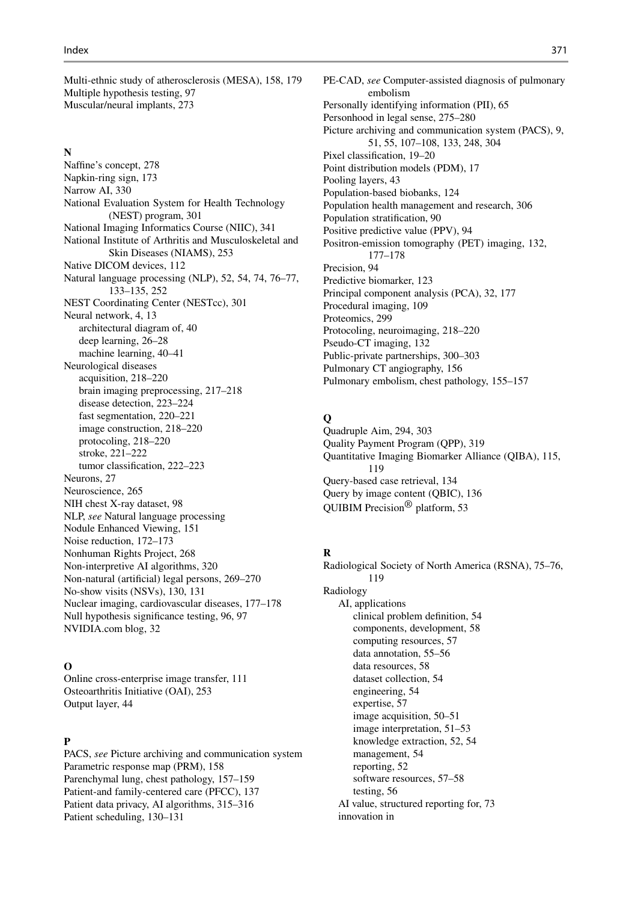Multi-ethnic study of atherosclerosis (MESA), 158, 179
Multiple hypothesis testing, 97
Muscular/neural implants, 273

**N**

Naffine's concept, 278
Napkin-ring sign, 173
Narrow AI, 330
National Evaluation System for Health Technology (NEST) program, 301
National Imaging Informatics Course (NIIC), 341
National Institute of Arthritis and Musculoskeletal and Skin Diseases (NIAMS), 253
Native DICOM devices, 112
Natural language processing (NLP), 52, 54, 74, 76–77, 133–135, 252
NEST Coordinating Center (NESTcc), 301
Neural network, 4, 13
 architectural diagram of, 40
 deep learning, 26–28
 machine learning, 40–41
Neurological diseases
 acquisition, 218–220
 brain imaging preprocessing, 217–218
 disease detection, 223–224
 fast segmentation, 220–221
 image construction, 218–220
 protocoling, 218–220
 stroke, 221–222
 tumor classification, 222–223
Neurons, 27
Neuroscience, 265
NIH chest X-ray dataset, 98
NLP, *see* Natural language processing
Nodule Enhanced Viewing, 151
Noise reduction, 172–173
Nonhuman Rights Project, 268
Non-interpretive AI algorithms, 320
Non-natural (artificial) legal persons, 269–270
No-show visits (NSVs), 130, 131
Nuclear imaging, cardiovascular diseases, 177–178
Null hypothesis significance testing, 96, 97
NVIDIA.com blog, 32

**O**

Online cross-enterprise image transfer, 111
Osteoarthritis Initiative (OAI), 253
Output layer, 44

**P**

PACS, *see* Picture archiving and communication system
Parametric response map (PRM), 158
Parenchymal lung, chest pathology, 157–159
Patient-and family-centered care (PFCC), 137
Patient data privacy, AI algorithms, 315–316
Patient scheduling, 130–131
PE-CAD, *see* Computer-assisted diagnosis of pulmonary embolism
Personally identifying information (PII), 65
Personhood in legal sense, 275–280
Picture archiving and communication system (PACS), 9, 51, 55, 107–108, 133, 248, 304
Pixel classification, 19–20
Point distribution models (PDM), 17
Pooling layers, 43
Population-based biobanks, 124
Population health management and research, 306
Population stratification, 90
Positive predictive value (PPV), 94
Positron-emission tomography (PET) imaging, 132, 177–178
Precision, 94
Predictive biomarker, 123
Principal component analysis (PCA), 32, 177
Procedural imaging, 109
Proteomics, 299
Protocoling, neuroimaging, 218–220
Pseudo-CT imaging, 132
Public-private partnerships, 300–303
Pulmonary CT angiography, 156
Pulmonary embolism, chest pathology, 155–157

**Q**

Quadruple Aim, 294, 303
Quality Payment Program (QPP), 319
Quantitative Imaging Biomarker Alliance (QIBA), 115, 119
Query-based case retrieval, 134
Query by image content (QBIC), 136
QUIBIM Precision® platform, 53

**R**

Radiological Society of North America (RSNA), 75–76, 119
Radiology
 AI, applications
  clinical problem definition, 54
  components, development, 58
  computing resources, 57
  data annotation, 55–56
  data resources, 58
  dataset collection, 54
  engineering, 54
  expertise, 57
  image acquisition, 50–51
  image interpretation, 51–53
  knowledge extraction, 52, 54
  management, 54
  reporting, 52
  software resources, 57–58
  testing, 56
 AI value, structured reporting for, 73
 innovation in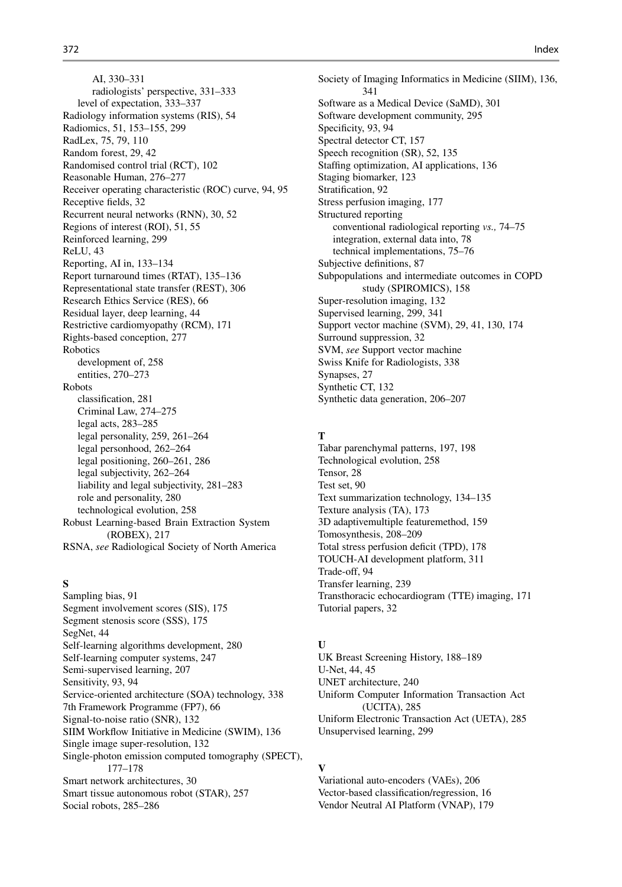AI, 330–331
radiologists' perspective, 331–333
level of expectation, 333–337
Radiology information systems (RIS), 54
Radiomics, 51, 153–155, 299
RadLex, 75, 79, 110
Random forest, 29, 42
Randomised control trial (RCT), 102
Reasonable Human, 276–277
Receiver operating characteristic (ROC) curve, 94, 95
Receptive fields, 32
Recurrent neural networks (RNN), 30, 52
Regions of interest (ROI), 51, 55
Reinforced learning, 299
ReLU, 43
Reporting, AI in, 133–134
Report turnaround times (RTAT), 135–136
Representational state transfer (REST), 306
Research Ethics Service (RES), 66
Residual layer, deep learning, 44
Restrictive cardiomyopathy (RCM), 171
Rights-based conception, 277
Robotics
development of, 258
entities, 270–273
Robots
classification, 281
Criminal Law, 274–275
legal acts, 283–285
legal personality, 259, 261–264
legal personhood, 262–264
legal positioning, 260–261, 286
legal subjectivity, 262–264
liability and legal subjectivity, 281–283
role and personality, 280
technological evolution, 258
Robust Learning-based Brain Extraction System (ROBEX), 217
RSNA, *see* Radiological Society of North America

**S**

Sampling bias, 91
Segment involvement scores (SIS), 175
Segment stenosis score (SSS), 175
SegNet, 44
Self-learning algorithms development, 280
Self-learning computer systems, 247
Semi-supervised learning, 207
Sensitivity, 93, 94
Service-oriented architecture (SOA) technology, 338
7th Framework Programme (FP7), 66
Signal-to-noise ratio (SNR), 132
SIIM Workflow Initiative in Medicine (SWIM), 136
Single image super-resolution, 132
Single-photon emission computed tomography (SPECT), 177–178
Smart network architectures, 30
Smart tissue autonomous robot (STAR), 257
Social robots, 285–286
Society of Imaging Informatics in Medicine (SIIM), 136, 341
Software as a Medical Device (SaMD), 301
Software development community, 295
Specificity, 93, 94
Spectral detector CT, 157
Speech recognition (SR), 52, 135
Staffing optimization, AI applications, 136
Staging biomarker, 123
Stratification, 92
Stress perfusion imaging, 177
Structured reporting
conventional radiological reporting *vs.,* 74–75
integration, external data into, 78
technical implementations, 75–76
Subjective definitions, 87
Subpopulations and intermediate outcomes in COPD study (SPIROMICS), 158
Super-resolution imaging, 132
Supervised learning, 299, 341
Support vector machine (SVM), 29, 41, 130, 174
Surround suppression, 32
SVM, *see* Support vector machine
Swiss Knife for Radiologists, 338
Synapses, 27
Synthetic CT, 132
Synthetic data generation, 206–207

**T**

Tabar parenchymal patterns, 197, 198
Technological evolution, 258
Tensor, 28
Test set, 90
Text summarization technology, 134–135
Texture analysis (TA), 173
3D adaptivemultiple featuremethod, 159
Tomosynthesis, 208–209
Total stress perfusion deficit (TPD), 178
TOUCH-AI development platform, 311
Trade-off, 94
Transfer learning, 239
Transthoracic echocardiogram (TTE) imaging, 171
Tutorial papers, 32

**U**

UK Breast Screening History, 188–189
U-Net, 44, 45
UNET architecture, 240
Uniform Computer Information Transaction Act (UCITA), 285
Uniform Electronic Transaction Act (UETA), 285
Unsupervised learning, 299

**V**

Variational auto-encoders (VAEs), 206
Vector-based classification/regression, 16
Vendor Neutral AI Platform (VNAP), 179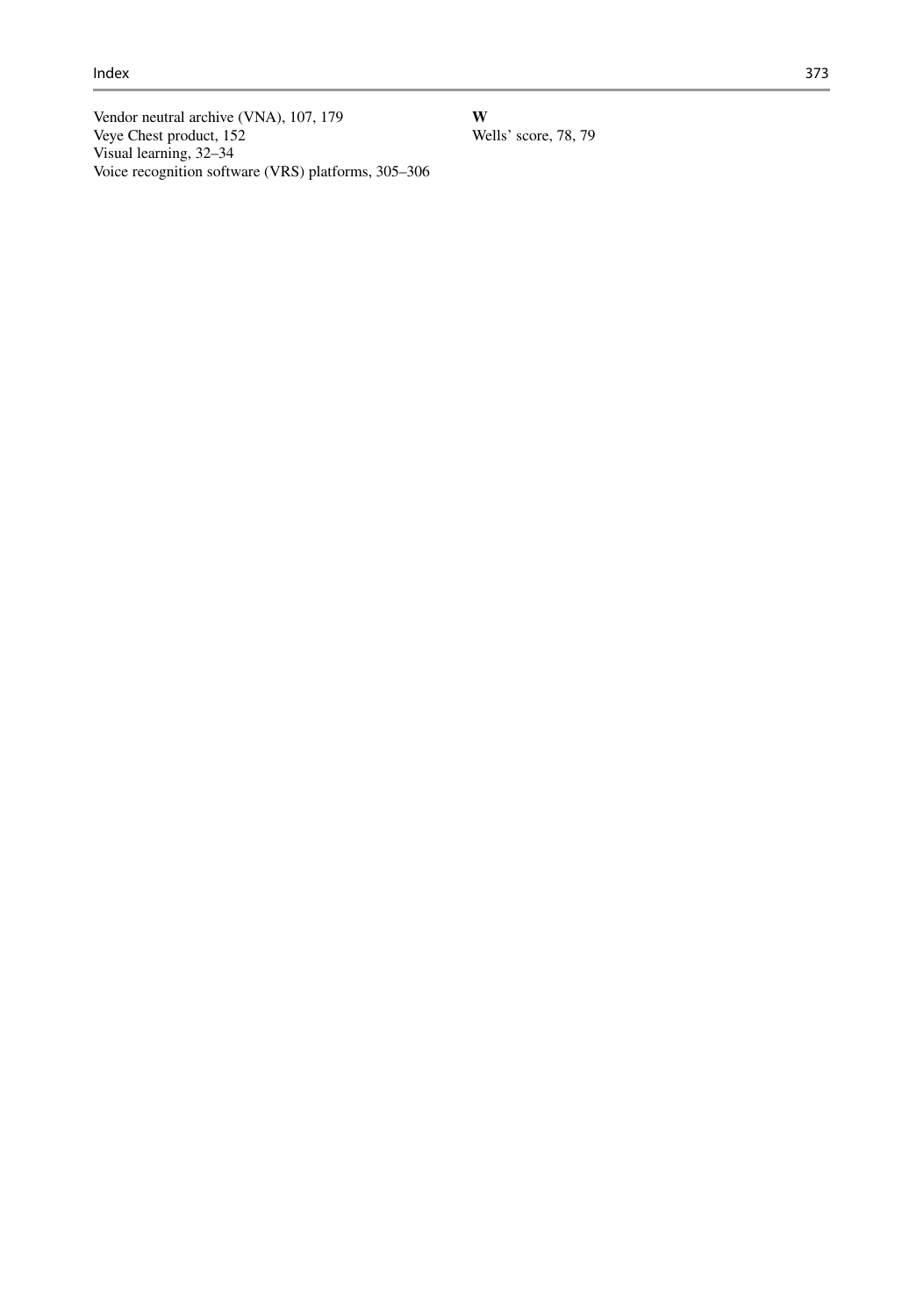Vendor neutral archive (VNA), 107, 179
Veye Chest product, 152
Visual learning, 32–34
Voice recognition software (VRS) platforms, 305–306

**W**
Wells' score, 78, 79